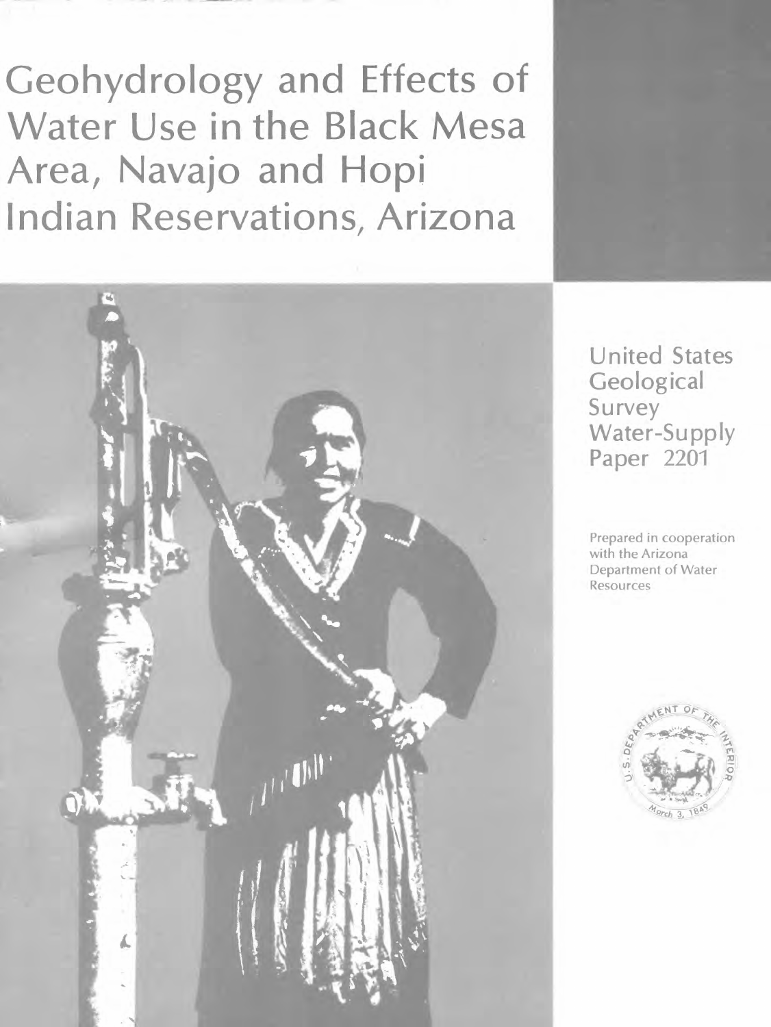# Geohydrology and Effects of Water Use in the Black Mesa Area, Navajo and Hopi Indian Reservations, Arizona

United States Geological Survey Water-Supply Paper 2201

Prepared in cooperation with the Arizona Department of Water Resources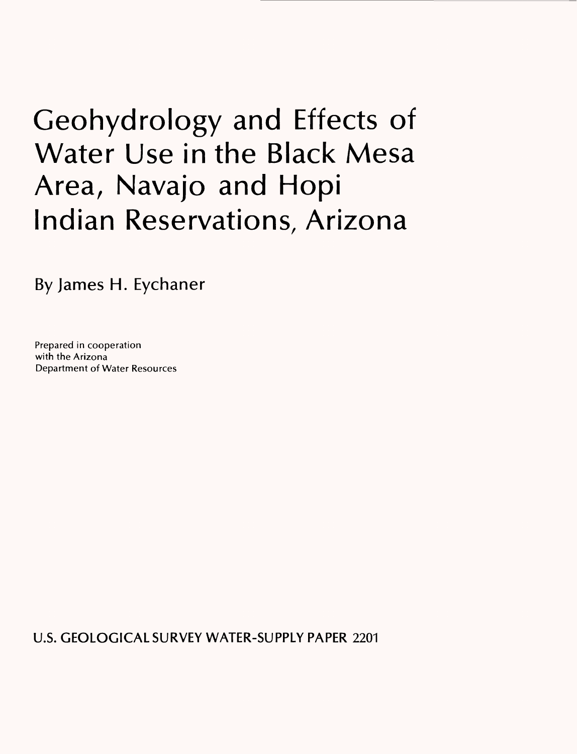# Geohydrology and Effects of Water Use in the Black Mesa Area, Navajo and Hopi Indian Reservations, Arizona

By James H. Eychaner

Prepared in cooperation with the Arizona Department of Water Resources

U.S. GEOLOGICAL SURVEY WATER-SUPPLY PAPER 2201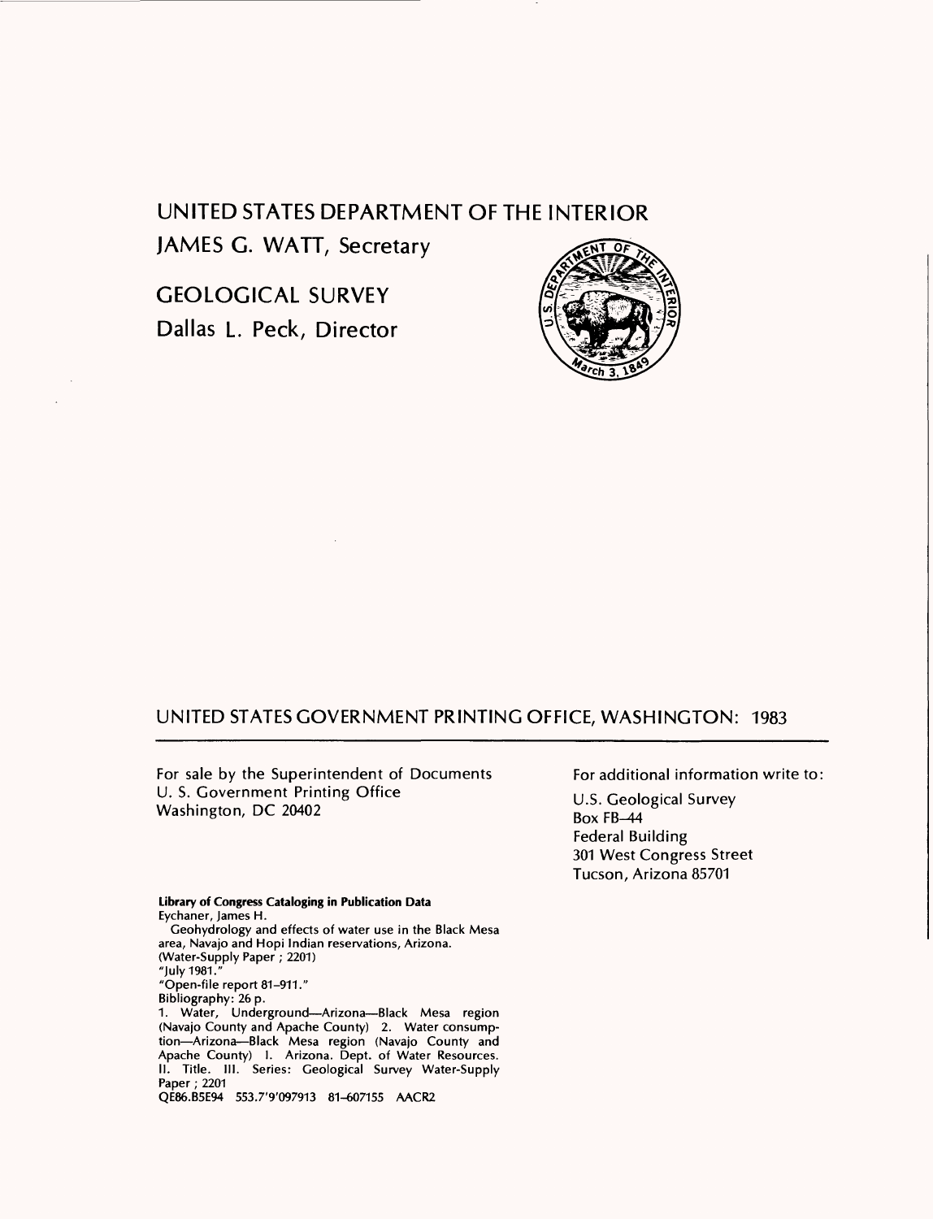# UNITED STATES DEPARTMENT OF THE INTERIOR

JAMES G. WATT, Secretary

# GEOLOGICAL SURVEY

Dallas L. Peck, Director

UNITED STATES GOVERNMENT PRINTING OFFICE, WASHINGTON: 1983

For sale by the Superintendent of Documents
U. S. Government Printing Office
Washington, DC 20402

For additional information write to:

U.S. Geological Survey
Box FB-44
Federal Building
301 West Congress Street
Tucson, Arizona 85701

**Library of Congress Cataloging in Publication Data**

Eychaner, James H.
Geohydrology and effects of water use in the Black Mesa area, Navajo and Hopi Indian reservations, Arizona.
(Water-Supply Paper ; 2201)
"July 1981."
"Open-file report 81-911."
Bibliography: 26 p.
1. Water, Underground—Arizona—Black Mesa region (Navajo County and Apache County) 2. Water consumption—Arizona—Black Mesa region (Navajo County and Apache County) I. Arizona. Dept. of Water Resources. II. Title. III. Series: Geological Survey Water-Supply Paper ; 2201
QE86.B5E94 553.7'9'097913 81-607155 AACR2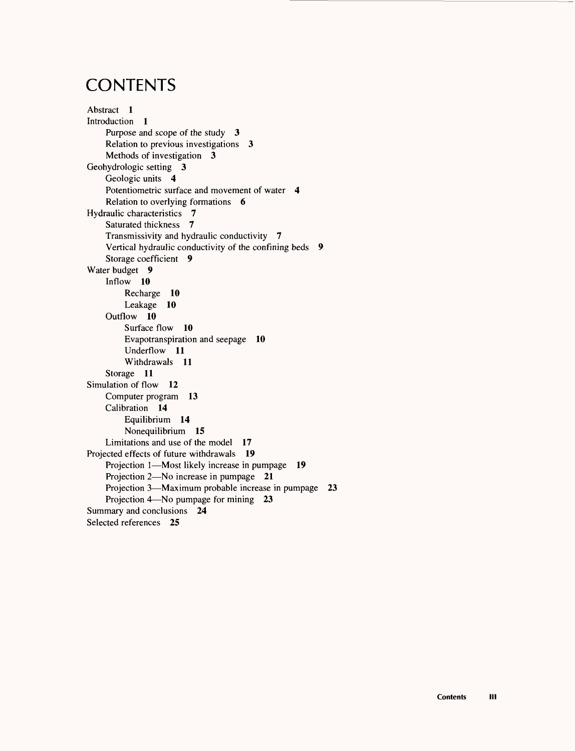# CONTENTS

Abstract **1**
Introduction **1**
- Purpose and scope of the study **3**
- Relation to previous investigations **3**
- Methods of investigation **3**

Geohydrologic setting **3**
- Geologic units **4**
- Potentiometric surface and movement of water **4**
- Relation to overlying formations **6**

Hydraulic characteristics **7**
- Saturated thickness **7**
- Transmissivity and hydraulic conductivity **7**
- Vertical hydraulic conductivity of the confining beds **9**
- Storage coefficient **9**

Water budget **9**
- Inflow **10**
  - Recharge **10**
  - Leakage **10**
- Outflow **10**
  - Surface flow **10**
  - Evapotranspiration and seepage **10**
  - Underflow **11**
  - Withdrawals **11**
- Storage **11**

Simulation of flow **12**
- Computer program **13**
- Calibration **14**
  - Equilibrium **14**
  - Nonequilibrium **15**
- Limitations and use of the model **17**

Projected effects of future withdrawals **19**
- Projection 1—Most likely increase in pumpage **19**
- Projection 2—No increase in pumpage **21**
- Projection 3—Maximum probable increase in pumpage **23**
- Projection 4—No pumpage for mining **23**

Summary and conclusions **24**
Selected references **25**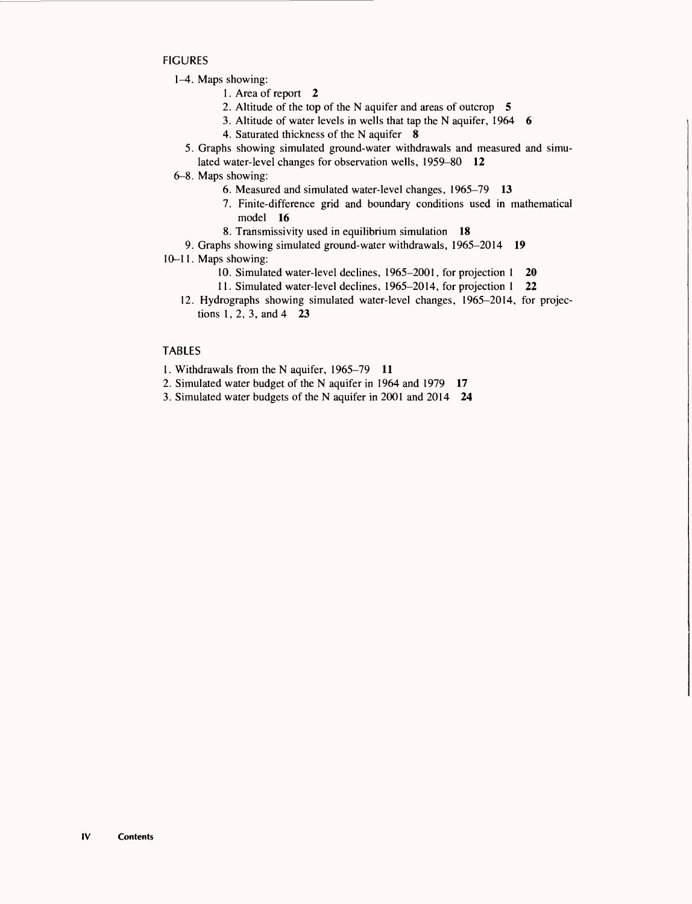## FIGURES

1–4. Maps showing:
   1. Area of report **2**
   2. Altitude of the top of the N aquifer and areas of outcrop **5**
   3. Altitude of water levels in wells that tap the N aquifer, 1964 **6**
   4. Saturated thickness of the N aquifer **8**

5. Graphs showing simulated ground-water withdrawals and measured and simulated water-level changes for observation wells, 1959–80 **12**

6–8. Maps showing:
   6. Measured and simulated water-level changes, 1965–79 **13**
   7. Finite-difference grid and boundary conditions used in mathematical model **16**
   8. Transmissivity used in equilibrium simulation **18**

9. Graphs showing simulated ground-water withdrawals, 1965–2014 **19**

10–11. Maps showing:
   10. Simulated water-level declines, 1965–2001, for projection 1 **20**
   11. Simulated water-level declines, 1965–2014, for projection 1 **22**

12. Hydrographs showing simulated water-level changes, 1965–2014, for projections 1, 2, 3, and 4 **23**

## TABLES

1. Withdrawals from the N aquifer, 1965–79 **11**
2. Simulated water budget of the N aquifer in 1964 and 1979 **17**
3. Simulated water budgets of the N aquifer in 2001 and 2014 **24**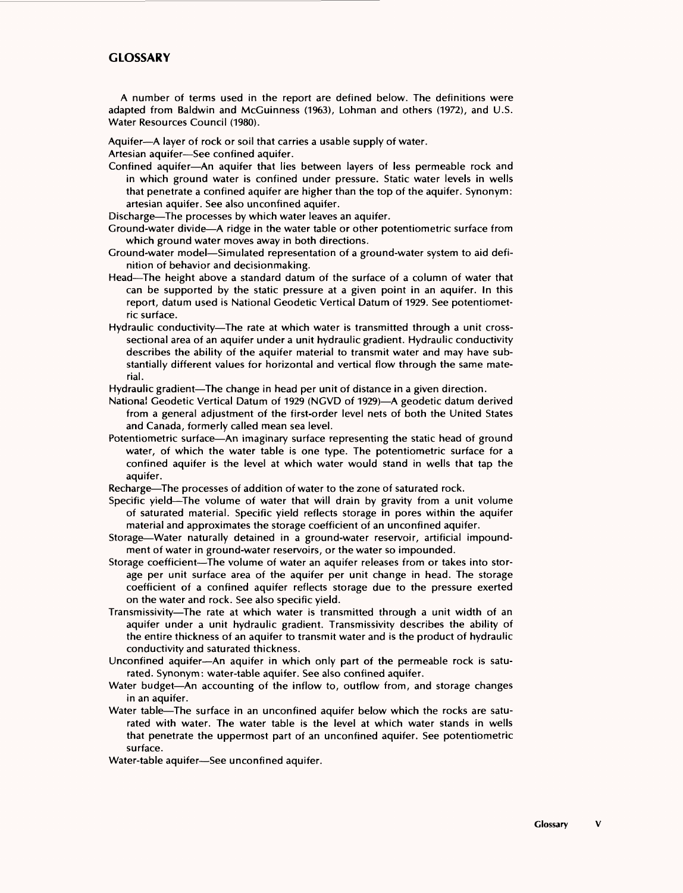## GLOSSARY

A number of terms used in the report are defined below. The definitions were adapted from Baldwin and McGuinness (1963), Lohman and others (1972), and U.S. Water Resources Council (1980).

Aquifer—A layer of rock or soil that carries a usable supply of water.

Artesian aquifer—See confined aquifer.

Confined aquifer—An aquifer that lies between layers of less permeable rock and in which ground water is confined under pressure. Static water levels in wells that penetrate a confined aquifer are higher than the top of the aquifer. Synonym: artesian aquifer. See also unconfined aquifer.

Discharge—The processes by which water leaves an aquifer.

Ground-water divide—A ridge in the water table or other potentiometric surface from which ground water moves away in both directions.

Ground-water model—Simulated representation of a ground-water system to aid definition of behavior and decisionmaking.

Head—The height above a standard datum of the surface of a column of water that can be supported by the static pressure at a given point in an aquifer. In this report, datum used is National Geodetic Vertical Datum of 1929. See potentiometric surface.

Hydraulic conductivity—The rate at which water is transmitted through a unit cross-sectional area of an aquifer under a unit hydraulic gradient. Hydraulic conductivity describes the ability of the aquifer material to transmit water and may have substantially different values for horizontal and vertical flow through the same material.

Hydraulic gradient—The change in head per unit of distance in a given direction.

National Geodetic Vertical Datum of 1929 (NGVD of 1929)—A geodetic datum derived from a general adjustment of the first-order level nets of both the United States and Canada, formerly called mean sea level.

Potentiometric surface—An imaginary surface representing the static head of ground water, of which the water table is one type. The potentiometric surface for a confined aquifer is the level at which water would stand in wells that tap the aquifer.

Recharge—The processes of addition of water to the zone of saturated rock.

Specific yield—The volume of water that will drain by gravity from a unit volume of saturated material. Specific yield reflects storage in pores within the aquifer material and approximates the storage coefficient of an unconfined aquifer.

Storage—Water naturally detained in a ground-water reservoir, artificial impoundment of water in ground-water reservoirs, or the water so impounded.

Storage coefficient—The volume of water an aquifer releases from or takes into storage per unit surface area of the aquifer per unit change in head. The storage coefficient of a confined aquifer reflects storage due to the pressure exerted on the water and rock. See also specific yield.

Transmissivity—The rate at which water is transmitted through a unit width of an aquifer under a unit hydraulic gradient. Transmissivity describes the ability of the entire thickness of an aquifer to transmit water and is the product of hydraulic conductivity and saturated thickness.

Unconfined aquifer—An aquifer in which only part of the permeable rock is saturated. Synonym: water-table aquifer. See also confined aquifer.

Water budget—An accounting of the inflow to, outflow from, and storage changes in an aquifer.

Water table—The surface in an unconfined aquifer below which the rocks are saturated with water. The water table is the level at which water stands in wells that penetrate the uppermost part of an unconfined aquifer. See potentiometric surface.

Water-table aquifer—See unconfined aquifer.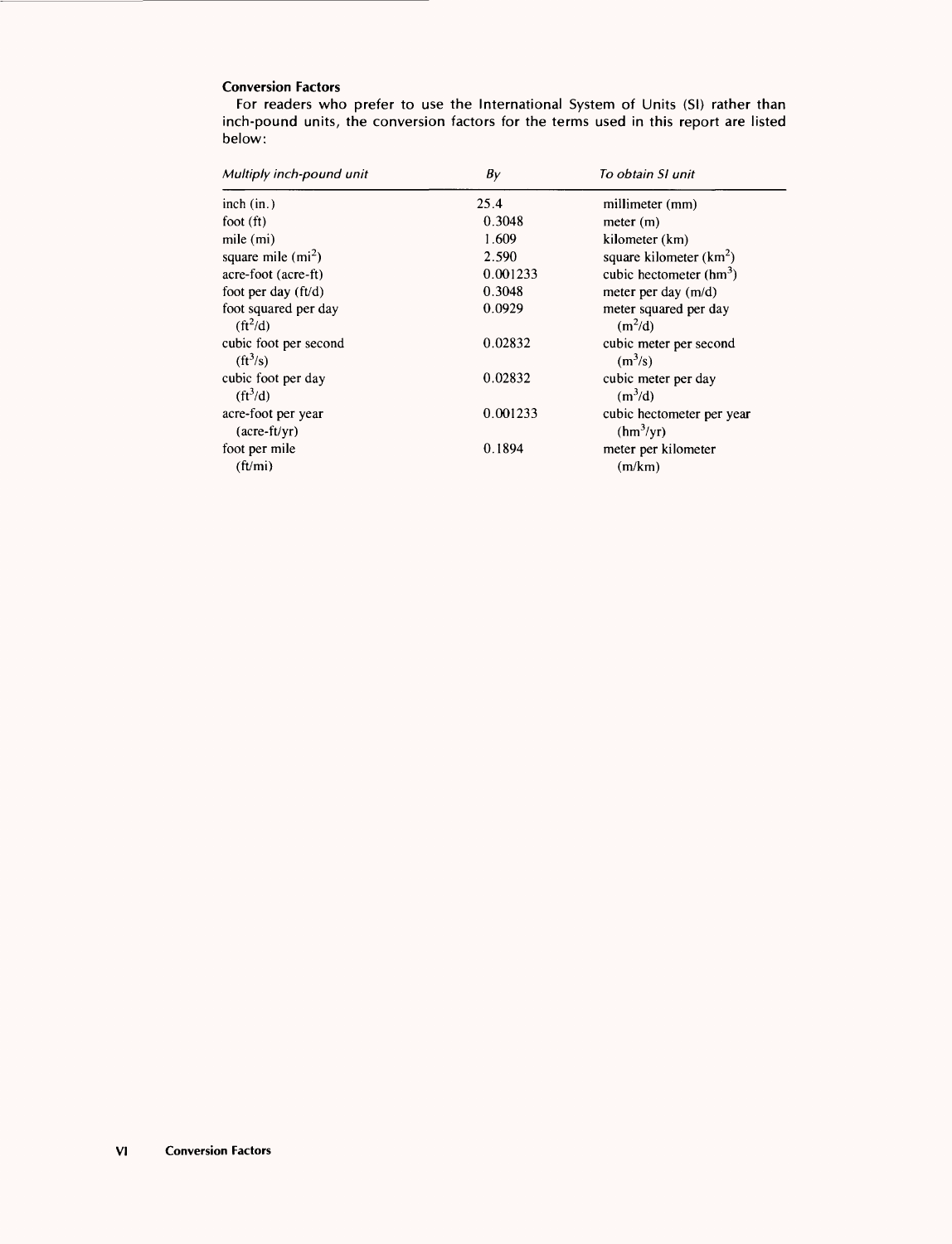## Conversion Factors

For readers who prefer to use the International System of Units (SI) rather than inch-pound units, the conversion factors for the terms used in this report are listed below:

| *Multiply inch-pound unit* | *By* | *To obtain SI unit* |
|---|---|---|
| inch (in.) | 25.4 | millimeter (mm) |
| foot (ft) | 0.3048 | meter (m) |
| mile (mi) | 1.609 | kilometer (km) |
| square mile ($mi^2$) | 2.590 | square kilometer ($km^2$) |
| acre-foot (acre-ft) | 0.001233 | cubic hectometer ($hm^3$) |
| foot per day (ft/d) | 0.3048 | meter per day (m/d) |
| foot squared per day ($ft^2/d$) | 0.0929 | meter squared per day ($m^2/d$) |
| cubic foot per second ($ft^3/s$) | 0.02832 | cubic meter per second ($m^3/s$) |
| cubic foot per day ($ft^3/d$) | 0.02832 | cubic meter per day ($m^3/d$) |
| acre-foot per year (acre-ft/yr) | 0.001233 | cubic hectometer per year ($hm^3/yr$) |
| foot per mile (ft/mi) | 0.1894 | meter per kilometer (m/km) |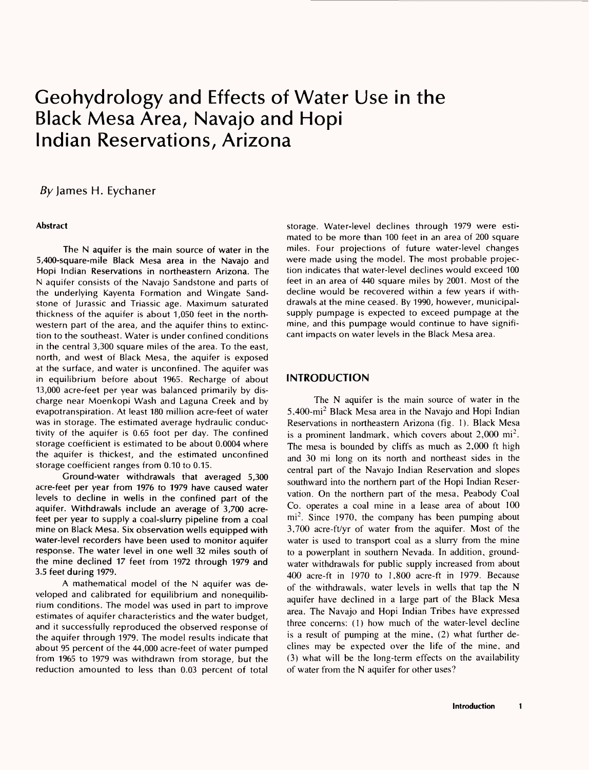# Geohydrology and Effects of Water Use in the Black Mesa Area, Navajo and Hopi Indian Reservations, Arizona

*By* James H. Eychaner

### Abstract

The N aquifer is the main source of water in the 5,400-square-mile Black Mesa area in the Navajo and Hopi Indian Reservations in northeastern Arizona. The N aquifer consists of the Navajo Sandstone and parts of the underlying Kayenta Formation and Wingate Sandstone of Jurassic and Triassic age. Maximum saturated thickness of the aquifer is about 1,050 feet in the northwestern part of the area, and the aquifer thins to extinction to the southeast. Water is under confined conditions in the central 3,300 square miles of the area. To the east, north, and west of Black Mesa, the aquifer is exposed at the surface, and water is unconfined. The aquifer was in equilibrium before about 1965. Recharge of about 13,000 acre-feet per year was balanced primarily by discharge near Moenkopi Wash and Laguna Creek and by evapotranspiration. At least 180 million acre-feet of water was in storage. The estimated average hydraulic conductivity of the aquifer is 0.65 foot per day. The confined storage coefficient is estimated to be about 0.0004 where the aquifer is thickest, and the estimated unconfined storage coefficient ranges from 0.10 to 0.15.

Ground-water withdrawals that averaged 5,300 acre-feet per year from 1976 to 1979 have caused water levels to decline in wells in the confined part of the aquifer. Withdrawals include an average of 3,700 acre-feet per year to supply a coal-slurry pipeline from a coal mine on Black Mesa. Six observation wells equipped with water-level recorders have been used to monitor aquifer response. The water level in one well 32 miles south of the mine declined 17 feet from 1972 through 1979 and 3.5 feet during 1979.

A mathematical model of the N aquifer was developed and calibrated for equilibrium and nonequilibrium conditions. The model was used in part to improve estimates of aquifer characteristics and the water budget, and it successfully reproduced the observed response of the aquifer through 1979. The model results indicate that about 95 percent of the 44,000 acre-feet of water pumped from 1965 to 1979 was withdrawn from storage, but the reduction amounted to less than 0.03 percent of total storage. Water-level declines through 1979 were estimated to be more than 100 feet in an area of 200 square miles. Four projections of future water-level changes were made using the model. The most probable projection indicates that water-level declines would exceed 100 feet in an area of 440 square miles by 2001. Most of the decline would be recovered within a few years if withdrawals at the mine ceased. By 1990, however, municipal-supply pumpage is expected to exceed pumpage at the mine, and this pumpage would continue to have significant impacts on water levels in the Black Mesa area.

## INTRODUCTION

The N aquifer is the main source of water in the 5,400-$mi^2$ Black Mesa area in the Navajo and Hopi Indian Reservations in northeastern Arizona (fig. 1). Black Mesa is a prominent landmark, which covers about 2,000 $mi^2$. The mesa is bounded by cliffs as much as 2,000 ft high and 30 mi long on its north and northeast sides in the central part of the Navajo Indian Reservation and slopes southward into the northern part of the Hopi Indian Reservation. On the northern part of the mesa, Peabody Coal Co. operates a coal mine in a lease area of about 100 $mi^2$. Since 1970, the company has been pumping about 3,700 acre-ft/yr of water from the aquifer. Most of the water is used to transport coal as a slurry from the mine to a powerplant in southern Nevada. In addition, ground-water withdrawals for public supply increased from about 400 acre-ft in 1970 to 1,800 acre-ft in 1979. Because of the withdrawals, water levels in wells that tap the N aquifer have declined in a large part of the Black Mesa area. The Navajo and Hopi Indian Tribes have expressed three concerns: (1) how much of the water-level decline is a result of pumping at the mine, (2) what further declines may be expected over the life of the mine, and (3) what will be the long-term effects on the availability of water from the N aquifer for other uses?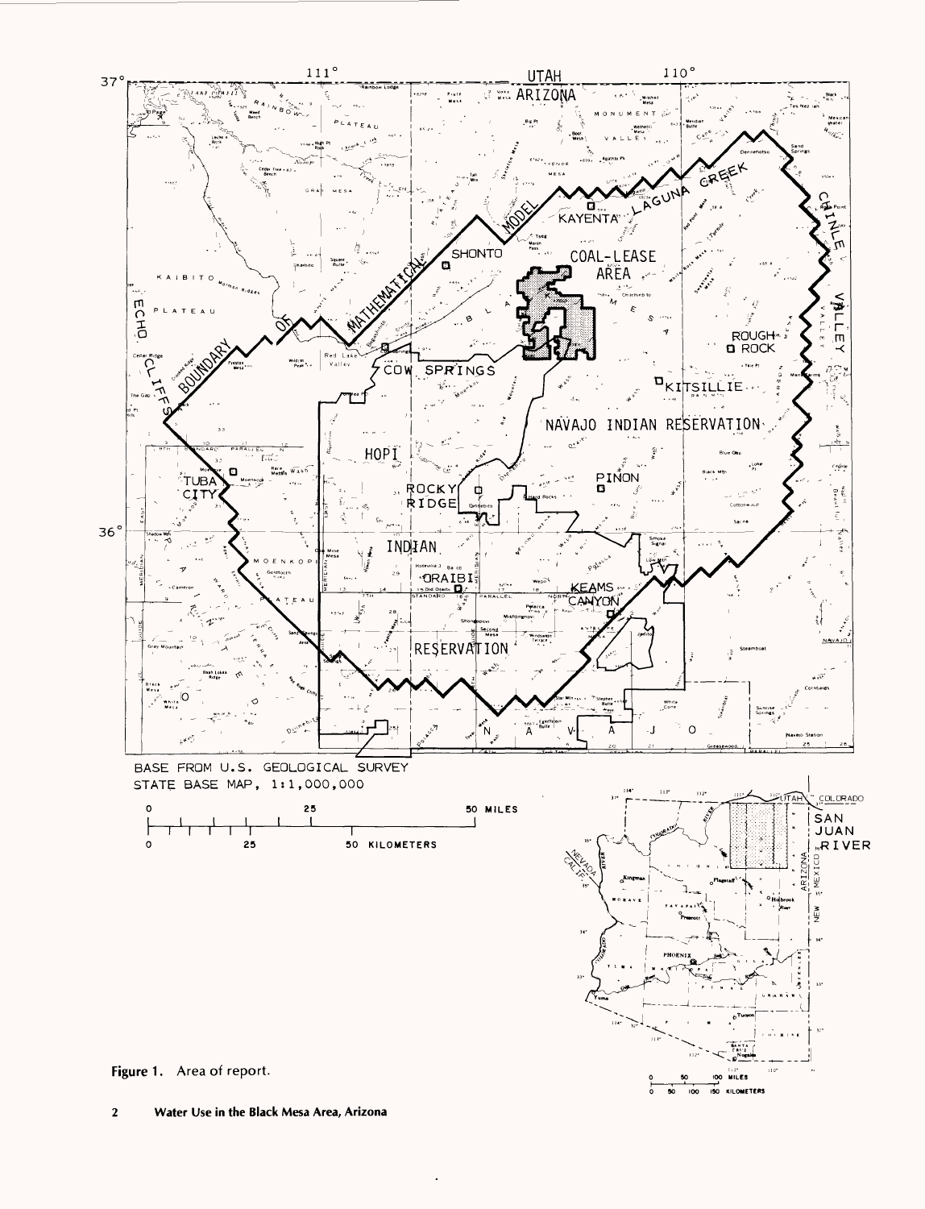Figure 1. Area of report.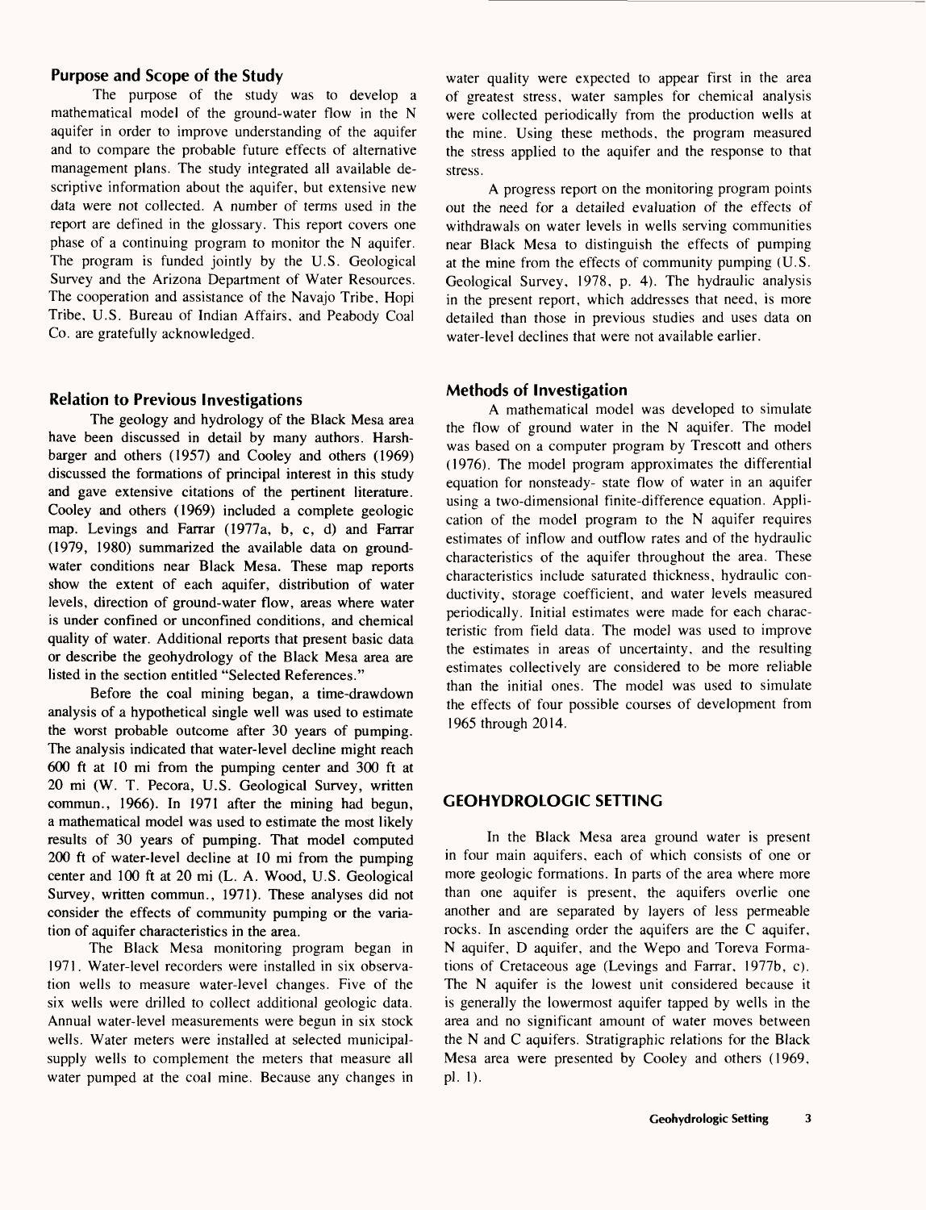## Purpose and Scope of the Study

The purpose of the study was to develop a mathematical model of the ground-water flow in the N aquifer in order to improve understanding of the aquifer and to compare the probable future effects of alternative management plans. The study integrated all available descriptive information about the aquifer, but extensive new data were not collected. A number of terms used in the report are defined in the glossary. This report covers one phase of a continuing program to monitor the N aquifer. The program is funded jointly by the U.S. Geological Survey and the Arizona Department of Water Resources. The cooperation and assistance of the Navajo Tribe, Hopi Tribe, U.S. Bureau of Indian Affairs, and Peabody Coal Co. are gratefully acknowledged.

## Relation to Previous Investigations

The geology and hydrology of the Black Mesa area have been discussed in detail by many authors. Harshbarger and others (1957) and Cooley and others (1969) discussed the formations of principal interest in this study and gave extensive citations of the pertinent literature. Cooley and others (1969) included a complete geologic map. Levings and Farrar (1977a, b, c, d) and Farrar (1979, 1980) summarized the available data on ground-water conditions near Black Mesa. These map reports show the extent of each aquifer, distribution of water levels, direction of ground-water flow, areas where water is under confined or unconfined conditions, and chemical quality of water. Additional reports that present basic data or describe the geohydrology of the Black Mesa area are listed in the section entitled "Selected References."

Before the coal mining began, a time-drawdown analysis of a hypothetical single well was used to estimate the worst probable outcome after 30 years of pumping. The analysis indicated that water-level decline might reach 600 ft at 10 mi from the pumping center and 300 ft at 20 mi (W. T. Pecora, U.S. Geological Survey, written commun., 1966). In 1971 after the mining had begun, a mathematical model was used to estimate the most likely results of 30 years of pumping. That model computed 200 ft of water-level decline at 10 mi from the pumping center and 100 ft at 20 mi (L. A. Wood, U.S. Geological Survey, written commun., 1971). These analyses did not consider the effects of community pumping or the variation of aquifer characteristics in the area.

The Black Mesa monitoring program began in 1971. Water-level recorders were installed in six observation wells to measure water-level changes. Five of the six wells were drilled to collect additional geologic data. Annual water-level measurements were begun in six stock wells. Water meters were installed at selected municipal-supply wells to complement the meters that measure all water pumped at the coal mine. Because any changes in water quality were expected to appear first in the area of greatest stress, water samples for chemical analysis were collected periodically from the production wells at the mine. Using these methods, the program measured the stress applied to the aquifer and the response to that stress.

A progress report on the monitoring program points out the need for a detailed evaluation of the effects of withdrawals on water levels in wells serving communities near Black Mesa to distinguish the effects of pumping at the mine from the effects of community pumping (U.S. Geological Survey, 1978, p. 4). The hydraulic analysis in the present report, which addresses that need, is more detailed than those in previous studies and uses data on water-level declines that were not available earlier.

## Methods of Investigation

A mathematical model was developed to simulate the flow of ground water in the N aquifer. The model was based on a computer program by Trescott and others (1976). The model program approximates the differential equation for nonsteady- state flow of water in an aquifer using a two-dimensional finite-difference equation. Application of the model program to the N aquifer requires estimates of inflow and outflow rates and of the hydraulic characteristics of the aquifer throughout the area. These characteristics include saturated thickness, hydraulic conductivity, storage coefficient, and water levels measured periodically. Initial estimates were made for each characteristic from field data. The model was used to improve the estimates in areas of uncertainty, and the resulting estimates collectively are considered to be more reliable than the initial ones. The model was used to simulate the effects of four possible courses of development from 1965 through 2014.

# GEOHYDROLOGIC SETTING

In the Black Mesa area ground water is present in four main aquifers, each of which consists of one or more geologic formations. In parts of the area where more than one aquifer is present, the aquifers overlie one another and are separated by layers of less permeable rocks. In ascending order the aquifers are the C aquifer, N aquifer, D aquifer, and the Wepo and Toreva Formations of Cretaceous age (Levings and Farrar, 1977b, c). The N aquifer is the lowest unit considered because it is generally the lowermost aquifer tapped by wells in the area and no significant amount of water moves between the N and C aquifers. Stratigraphic relations for the Black Mesa area were presented by Cooley and others (1969, pl. 1).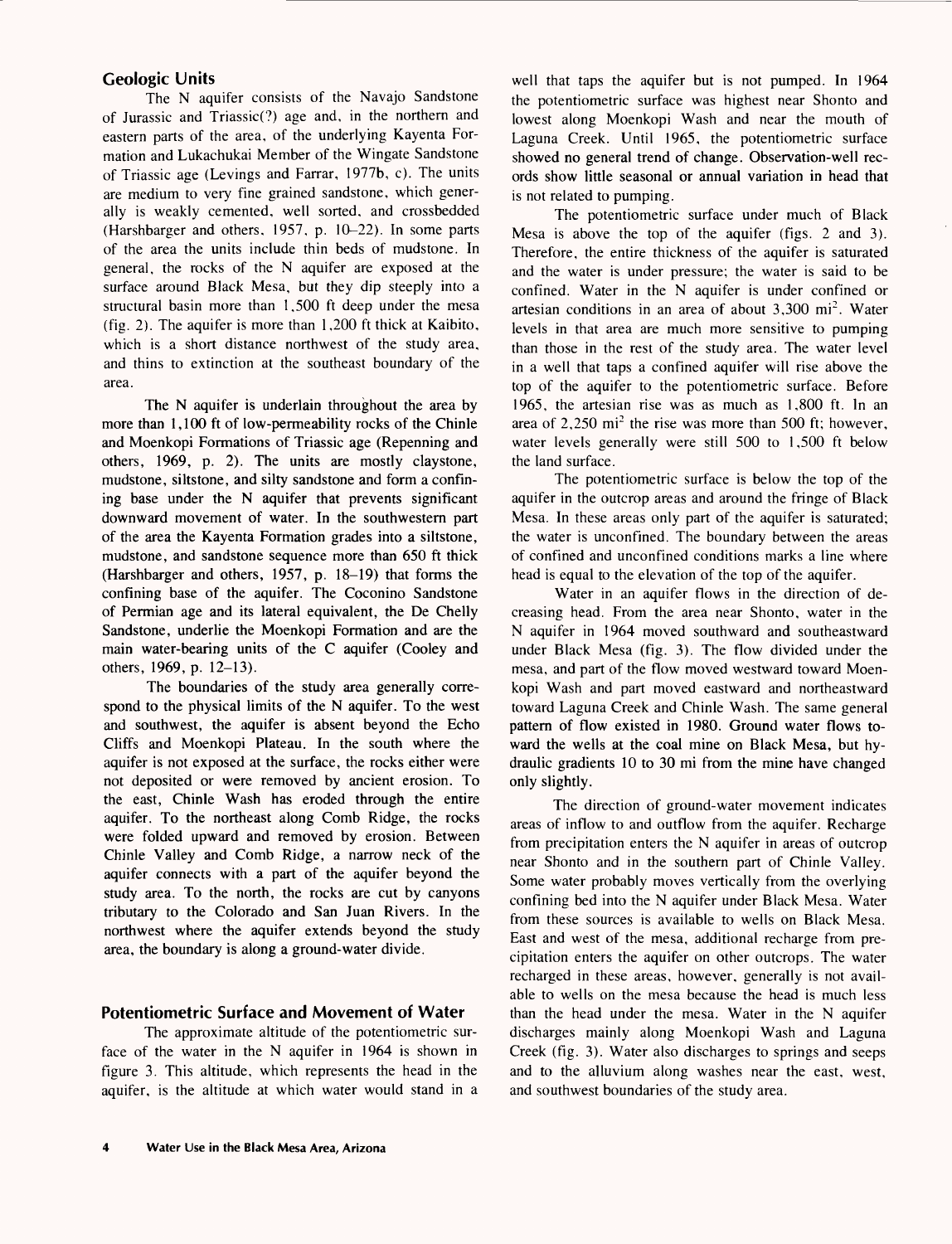## Geologic Units

The N aquifer consists of the Navajo Sandstone of Jurassic and Triassic(?) age and, in the northern and eastern parts of the area, of the underlying Kayenta Formation and Lukachukai Member of the Wingate Sandstone of Triassic age (Levings and Farrar, 1977b, c). The units are medium to very fine grained sandstone, which generally is weakly cemented, well sorted, and crossbedded (Harshbarger and others, 1957, p. 10–22). In some parts of the area the units include thin beds of mudstone. In general, the rocks of the N aquifer are exposed at the surface around Black Mesa, but they dip steeply into a structural basin more than 1,500 ft deep under the mesa (fig. 2). The aquifer is more than 1,200 ft thick at Kaibito, which is a short distance northwest of the study area, and thins to extinction at the southeast boundary of the area.

The N aquifer is underlain throughout the area by more than 1,100 ft of low-permeability rocks of the Chinle and Moenkopi Formations of Triassic age (Repenning and others, 1969, p. 2). The units are mostly claystone, mudstone, siltstone, and silty sandstone and form a confining base under the N aquifer that prevents significant downward movement of water. In the southwestern part of the area the Kayenta Formation grades into a siltstone, mudstone, and sandstone sequence more than 650 ft thick (Harshbarger and others, 1957, p. 18–19) that forms the confining base of the aquifer. The Coconino Sandstone of Permian age and its lateral equivalent, the De Chelly Sandstone, underlie the Moenkopi Formation and are the main water-bearing units of the C aquifer (Cooley and others, 1969, p. 12–13).

The boundaries of the study area generally correspond to the physical limits of the N aquifer. To the west and southwest, the aquifer is absent beyond the Echo Cliffs and Moenkopi Plateau. In the south where the aquifer is not exposed at the surface, the rocks either were not deposited or were removed by ancient erosion. To the east, Chinle Wash has eroded through the entire aquifer. To the northeast along Comb Ridge, the rocks were folded upward and removed by erosion. Between Chinle Valley and Comb Ridge, a narrow neck of the aquifer connects with a part of the aquifer beyond the study area. To the north, the rocks are cut by canyons tributary to the Colorado and San Juan Rivers. In the northwest where the aquifer extends beyond the study area, the boundary is along a ground-water divide.

## Potentiometric Surface and Movement of Water

The approximate altitude of the potentiometric surface of the water in the N aquifer in 1964 is shown in figure 3. This altitude, which represents the head in the aquifer, is the altitude at which water would stand in a well that taps the aquifer but is not pumped. In 1964 the potentiometric surface was highest near Shonto and lowest along Moenkopi Wash and near the mouth of Laguna Creek. Until 1965, the potentiometric surface showed no general trend of change. Observation-well records show little seasonal or annual variation in head that is not related to pumping.

The potentiometric surface under much of Black Mesa is above the top of the aquifer (figs. 2 and 3). Therefore, the entire thickness of the aquifer is saturated and the water is under pressure; the water is said to be confined. Water in the N aquifer is under confined or artesian conditions in an area of about 3,300 mi$^2$. Water levels in that area are much more sensitive to pumping than those in the rest of the study area. The water level in a well that taps a confined aquifer will rise above the top of the aquifer to the potentiometric surface. Before 1965, the artesian rise was as much as 1,800 ft. In an area of 2,250 mi$^2$ the rise was more than 500 ft; however, water levels generally were still 500 to 1,500 ft below the land surface.

The potentiometric surface is below the top of the aquifer in the outcrop areas and around the fringe of Black Mesa. In these areas only part of the aquifer is saturated; the water is unconfined. The boundary between the areas of confined and unconfined conditions marks a line where head is equal to the elevation of the top of the aquifer.

Water in an aquifer flows in the direction of decreasing head. From the area near Shonto, water in the N aquifer in 1964 moved southward and southeastward under Black Mesa (fig. 3). The flow divided under the mesa, and part of the flow moved westward toward Moenkopi Wash and part moved eastward and northeastward toward Laguna Creek and Chinle Wash. The same general pattern of flow existed in 1980. Ground water flows toward the wells at the coal mine on Black Mesa, but hydraulic gradients 10 to 30 mi from the mine have changed only slightly.

The direction of ground-water movement indicates areas of inflow to and outflow from the aquifer. Recharge from precipitation enters the N aquifer in areas of outcrop near Shonto and in the southern part of Chinle Valley. Some water probably moves vertically from the overlying confining bed into the N aquifer under Black Mesa. Water from these sources is available to wells on Black Mesa. East and west of the mesa, additional recharge from precipitation enters the aquifer on other outcrops. The water recharged in these areas, however, generally is not available to wells on the mesa because the head is much less than the head under the mesa. Water in the N aquifer discharges mainly along Moenkopi Wash and Laguna Creek (fig. 3). Water also discharges to springs and seeps and to the alluvium along washes near the east, west, and southwest boundaries of the study area.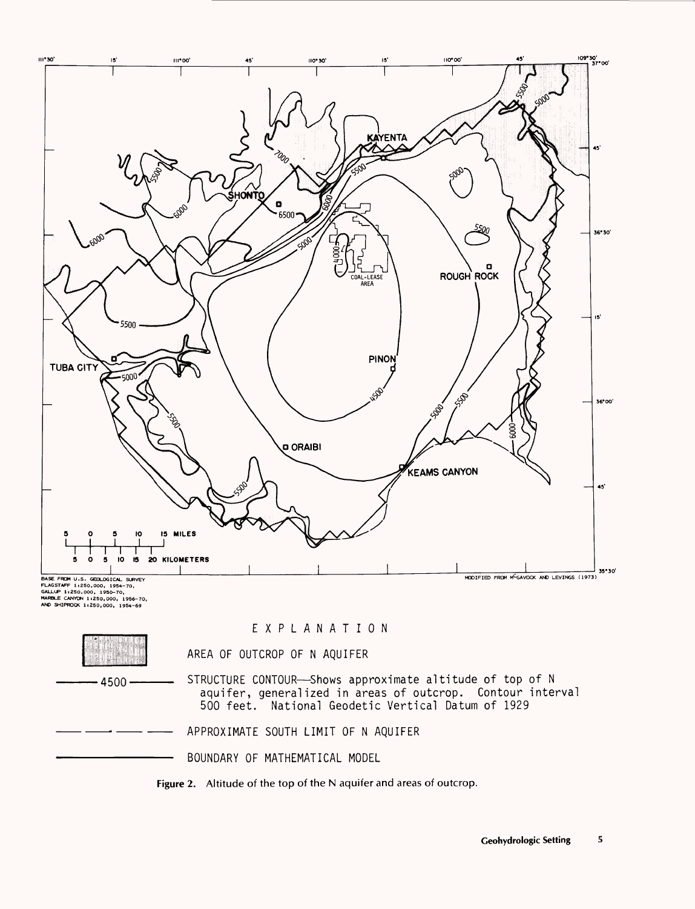BASE FROM U.S. GEOLOGICAL SURVEY FLAGSTAFF 1:250,000, 1954-70, GALLUP 1:250,000, 1950-70, MARBLE CANYON 1:250,000, 1956-70, AND SHIPROCK 1:250,000, 1954-69

MODIFIED FROM McGAVOCK AND LEVINGS (1973)

EXPLANATION

AREA OF OUTCROP OF N AQUIFER

STRUCTURE CONTOUR—Shows approximate altitude of top of N aquifer, generalized in areas of outcrop. Contour interval 500 feet. National Geodetic Vertical Datum of 1929

APPROXIMATE SOUTH LIMIT OF N AQUIFER

BOUNDARY OF MATHEMATICAL MODEL

**Figure 2.** Altitude of the top of the N aquifer and areas of outcrop.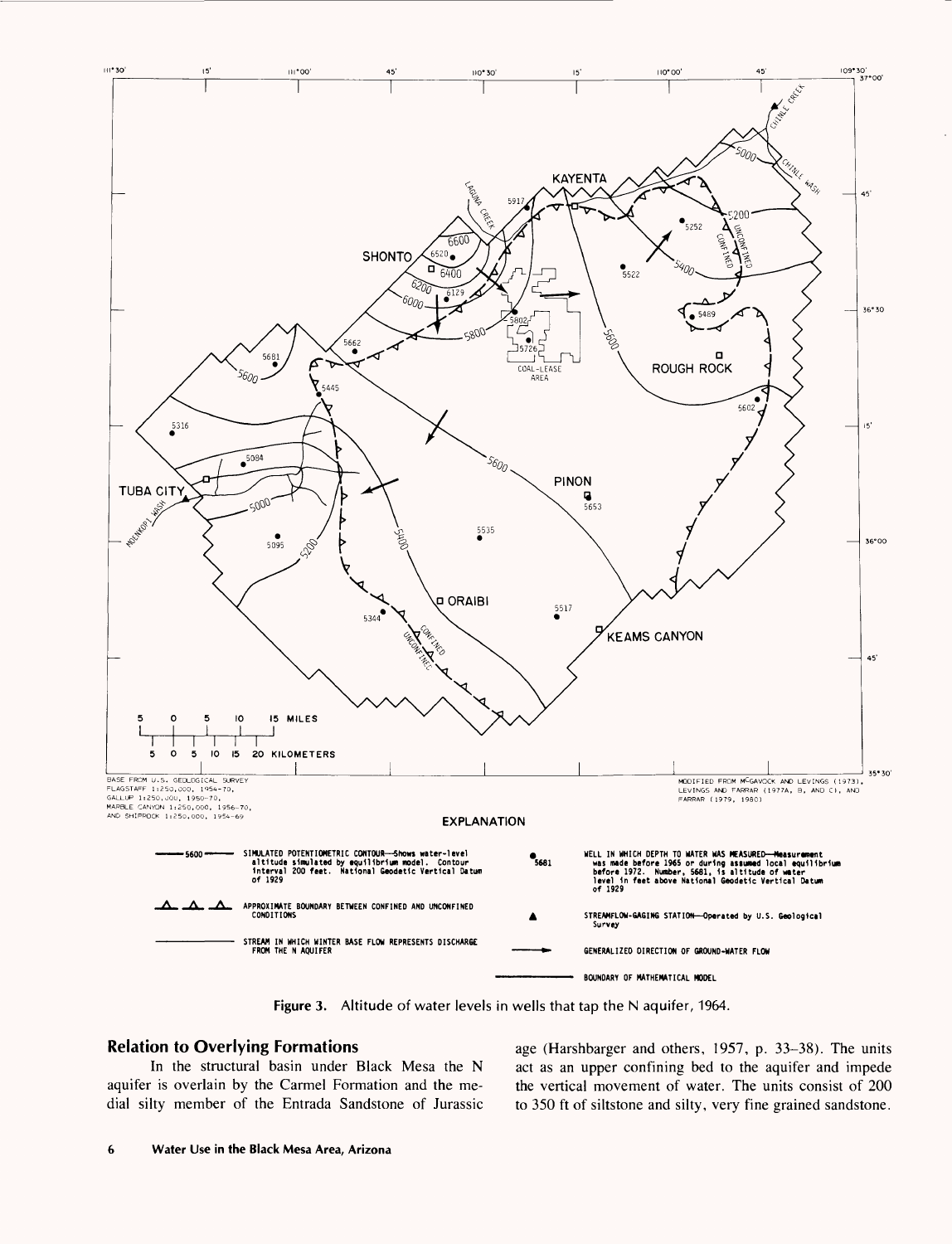Figure 3. Altitude of water levels in wells that tap the N aquifer, 1964.

## Relation to Overlying Formations

In the structural basin under Black Mesa the N aquifer is overlain by the Carmel Formation and the medial silty member of the Entrada Sandstone of Jurassic age (Harshbarger and others, 1957, p. 33–38). The units act as an upper confining bed to the aquifer and impede the vertical movement of water. The units consist of 200 to 350 ft of siltstone and silty, very fine grained sandstone.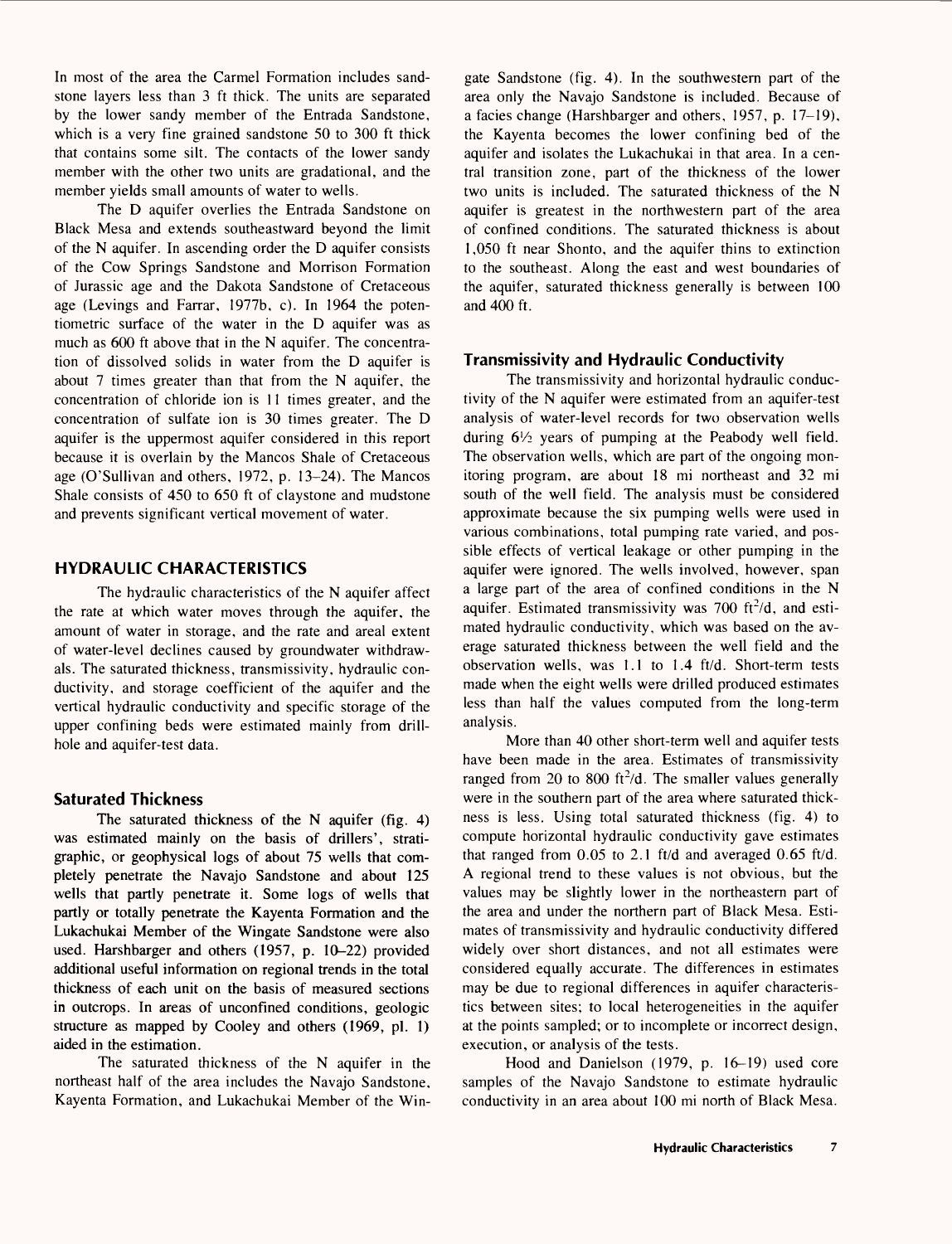In most of the area the Carmel Formation includes sandstone layers less than 3 ft thick. The units are separated by the lower sandy member of the Entrada Sandstone, which is a very fine grained sandstone 50 to 300 ft thick that contains some silt. The contacts of the lower sandy member with the other two units are gradational, and the member yields small amounts of water to wells.

The D aquifer overlies the Entrada Sandstone on Black Mesa and extends southeastward beyond the limit of the N aquifer. In ascending order the D aquifer consists of the Cow Springs Sandstone and Morrison Formation of Jurassic age and the Dakota Sandstone of Cretaceous age (Levings and Farrar, 1977b, c). In 1964 the potentiometric surface of the water in the D aquifer was as much as 600 ft above that in the N aquifer. The concentration of dissolved solids in water from the D aquifer is about 7 times greater than that from the N aquifer, the concentration of chloride ion is 11 times greater, and the concentration of sulfate ion is 30 times greater. The D aquifer is the uppermost aquifer considered in this report because it is overlain by the Mancos Shale of Cretaceous age (O'Sullivan and others, 1972, p. 13–24). The Mancos Shale consists of 450 to 650 ft of claystone and mudstone and prevents significant vertical movement of water.

## HYDRAULIC CHARACTERISTICS

The hydraulic characteristics of the N aquifer affect the rate at which water moves through the aquifer, the amount of water in storage, and the rate and areal extent of water-level declines caused by groundwater withdrawals. The saturated thickness, transmissivity, hydraulic conductivity, and storage coefficient of the aquifer and the vertical hydraulic conductivity and specific storage of the upper confining beds were estimated mainly from drill-hole and aquifer-test data.

### Saturated Thickness

The saturated thickness of the N aquifer (fig. 4) was estimated mainly on the basis of drillers', stratigraphic, or geophysical logs of about 75 wells that completely penetrate the Navajo Sandstone and about 125 wells that partly penetrate it. Some logs of wells that partly or totally penetrate the Kayenta Formation and the Lukachukai Member of the Wingate Sandstone were also used. Harshbarger and others (1957, p. 10–22) provided additional useful information on regional trends in the total thickness of each unit on the basis of measured sections in outcrops. In areas of unconfined conditions, geologic structure as mapped by Cooley and others (1969, pl. 1) aided in the estimation.

The saturated thickness of the N aquifer in the northeast half of the area includes the Navajo Sandstone, Kayenta Formation, and Lukachukai Member of the Wingate Sandstone (fig. 4). In the southwestern part of the area only the Navajo Sandstone is included. Because of a facies change (Harshbarger and others, 1957, p. 17–19), the Kayenta becomes the lower confining bed of the aquifer and isolates the Lukachukai in that area. In a central transition zone, part of the thickness of the lower two units is included. The saturated thickness of the N aquifer is greatest in the northwestern part of the area of confined conditions. The saturated thickness is about 1,050 ft near Shonto, and the aquifer thins to extinction to the southeast. Along the east and west boundaries of the aquifer, saturated thickness generally is between 100 and 400 ft.

### Transmissivity and Hydraulic Conductivity

The transmissivity and horizontal hydraulic conductivity of the N aquifer were estimated from an aquifer-test analysis of water-level records for two observation wells during 6½ years of pumping at the Peabody well field. The observation wells, which are part of the ongoing monitoring program, are about 18 mi northeast and 32 mi south of the well field. The analysis must be considered approximate because the six pumping wells were used in various combinations, total pumping rate varied, and possible effects of vertical leakage or other pumping in the aquifer were ignored. The wells involved, however, span a large part of the area of confined conditions in the N aquifer. Estimated transmissivity was 700 $ft^2$/d, and estimated hydraulic conductivity, which was based on the average saturated thickness between the well field and the observation wells, was 1.1 to 1.4 ft/d. Short-term tests made when the eight wells were drilled produced estimates less than half the values computed from the long-term analysis.

More than 40 other short-term well and aquifer tests have been made in the area. Estimates of transmissivity ranged from 20 to 800 $ft^2$/d. The smaller values generally were in the southern part of the area where saturated thickness is less. Using total saturated thickness (fig. 4) to compute horizontal hydraulic conductivity gave estimates that ranged from 0.05 to 2.1 ft/d and averaged 0.65 ft/d. A regional trend to these values is not obvious, but the values may be slightly lower in the northeastern part of the area and under the northern part of Black Mesa. Estimates of transmissivity and hydraulic conductivity differed widely over short distances, and not all estimates were considered equally accurate. The differences in estimates may be due to regional differences in aquifer characteristics between sites; to local heterogeneities in the aquifer at the points sampled; or to incomplete or incorrect design, execution, or analysis of the tests.

Hood and Danielson (1979, p. 16–19) used core samples of the Navajo Sandstone to estimate hydraulic conductivity in an area about 100 mi north of Black Mesa.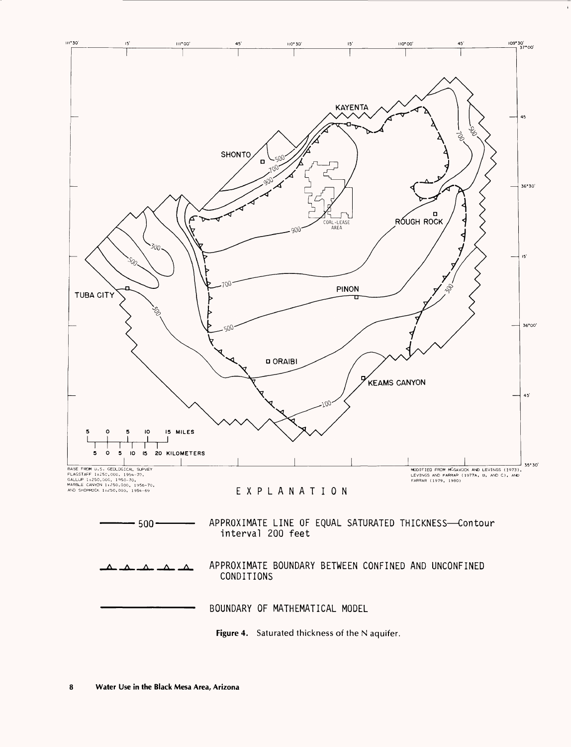BASE FROM U.S. GEOLOGICAL SURVEY FLAGSTAFF 1:250,000, 1954–70, GALLUP 1:250,000, 1950–70, MARBLE CANYON 1:250,000, 1956–70, AND SHIPROCK 1:250,000, 1954–69

MODIFIED FROM McGAVOCK AND LEVINGS (1973), LEVINGS AND FARRAR (1977A, B, AND C), AND FARRAR (1979, 1980)

EXPLANATION

—— 500 —— APPROXIMATE LINE OF EQUAL SATURATED THICKNESS—Contour interval 200 feet

APPROXIMATE BOUNDARY BETWEEN CONFINED AND UNCONFINED CONDITIONS

BOUNDARY OF MATHEMATICAL MODEL

**Figure 4.** Saturated thickness of the N aquifer.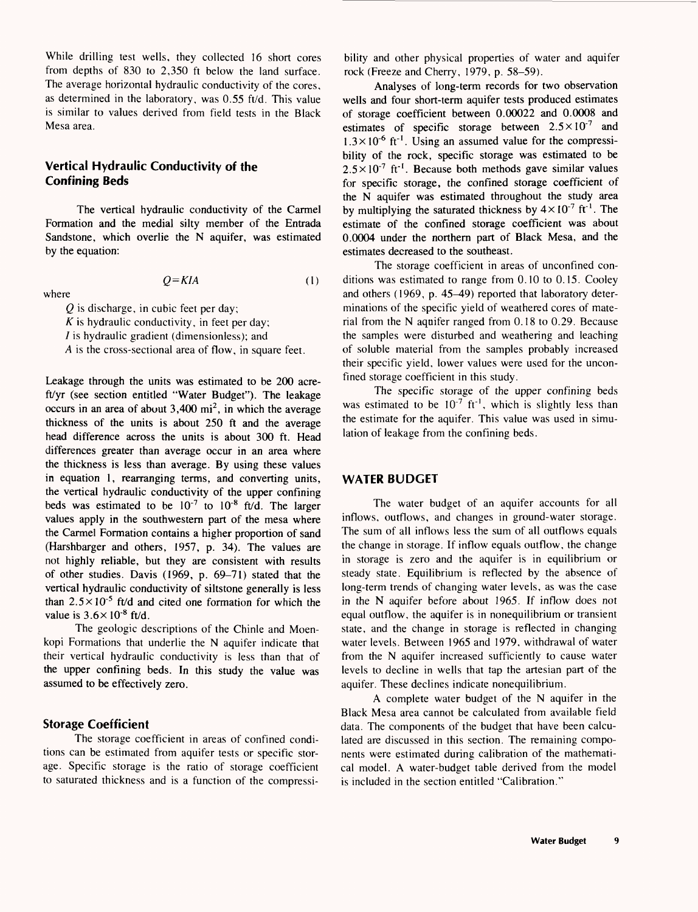While drilling test wells, they collected 16 short cores from depths of 830 to 2,350 ft below the land surface. The average horizontal hydraulic conductivity of the cores, as determined in the laboratory, was 0.55 ft/d. This value is similar to values derived from field tests in the Black Mesa area.

### Vertical Hydraulic Conductivity of the Confining Beds

The vertical hydraulic conductivity of the Carmel Formation and the medial silty member of the Entrada Sandstone, which overlie the N aquifer, was estimated by the equation:

$$Q=KIA \qquad (1)$$

where

$Q$ is discharge, in cubic feet per day;
$K$ is hydraulic conductivity, in feet per day;
$I$ is hydraulic gradient (dimensionless); and
$A$ is the cross-sectional area of flow, in square feet.

Leakage through the units was estimated to be 200 acre-ft/yr (see section entitled "Water Budget"). The leakage occurs in an area of about 3,400 $mi^2$, in which the average thickness of the units is about 250 ft and the average head difference across the units is about 300 ft. Head differences greater than average occur in an area where the thickness is less than average. By using these values in equation 1, rearranging terms, and converting units, the vertical hydraulic conductivity of the upper confining beds was estimated to be $10^{-7}$ to $10^{-8}$ ft/d. The larger values apply in the southwestern part of the mesa where the Carmel Formation contains a higher proportion of sand (Harshbarger and others, 1957, p. 34). The values are not highly reliable, but they are consistent with results of other studies. Davis (1969, p. 69–71) stated that the vertical hydraulic conductivity of siltstone generally is less than $2.5 \times 10^{-5}$ ft/d and cited one formation for which the value is $3.6 \times 10^{-8}$ ft/d.

The geologic descriptions of the Chinle and Moenkopi Formations that underlie the N aquifer indicate that their vertical hydraulic conductivity is less than that of the upper confining beds. In this study the value was assumed to be effectively zero.

### Storage Coefficient

The storage coefficient in areas of confined conditions can be estimated from aquifer tests or specific storage. Specific storage is the ratio of storage coefficient to saturated thickness and is a function of the compressibility and other physical properties of water and aquifer rock (Freeze and Cherry, 1979, p. 58–59).

Analyses of long-term records for two observation wells and four short-term aquifer tests produced estimates of storage coefficient between 0.00022 and 0.0008 and estimates of specific storage between $2.5 \times 10^{-7}$ and $1.3 \times 10^{-6}$ $ft^{-1}$. Using an assumed value for the compressibility of the rock, specific storage was estimated to be $2.5 \times 10^{-7}$ $ft^{-1}$. Because both methods gave similar values for specific storage, the confined storage coefficient of the N aquifer was estimated throughout the study area by multiplying the saturated thickness by $4 \times 10^{-7}$ $ft^{-1}$. The estimate of the confined storage coefficient was about 0.0004 under the northern part of Black Mesa, and the estimates decreased to the southeast.

The storage coefficient in areas of unconfined conditions was estimated to range from 0.10 to 0.15. Cooley and others (1969, p. 45–49) reported that laboratory determinations of the specific yield of weathered cores of material from the N aquifer ranged from 0.18 to 0.29. Because the samples were disturbed and weathering and leaching of soluble material from the samples probably increased their specific yield, lower values were used for the unconfined storage coefficient in this study.

The specific storage of the upper confining beds was estimated to be $10^{-7}$ $ft^{-1}$, which is slightly less than the estimate for the aquifer. This value was used in simulation of leakage from the confining beds.

## WATER BUDGET

The water budget of an aquifer accounts for all inflows, outflows, and changes in ground-water storage. The sum of all inflows less the sum of all outflows equals the change in storage. If inflow equals outflow, the change in storage is zero and the aquifer is in equilibrium or steady state. Equilibrium is reflected by the absence of long-term trends of changing water levels, as was the case in the N aquifer before about 1965. If inflow does not equal outflow, the aquifer is in nonequilibrium or transient state, and the change in storage is reflected in changing water levels. Between 1965 and 1979, withdrawal of water from the N aquifer increased sufficiently to cause water levels to decline in wells that tap the artesian part of the aquifer. These declines indicate nonequilibrium.

A complete water budget of the N aquifer in the Black Mesa area cannot be calculated from available field data. The components of the budget that have been calculated are discussed in this section. The remaining components were estimated during calibration of the mathematical model. A water-budget table derived from the model is included in the section entitled "Calibration."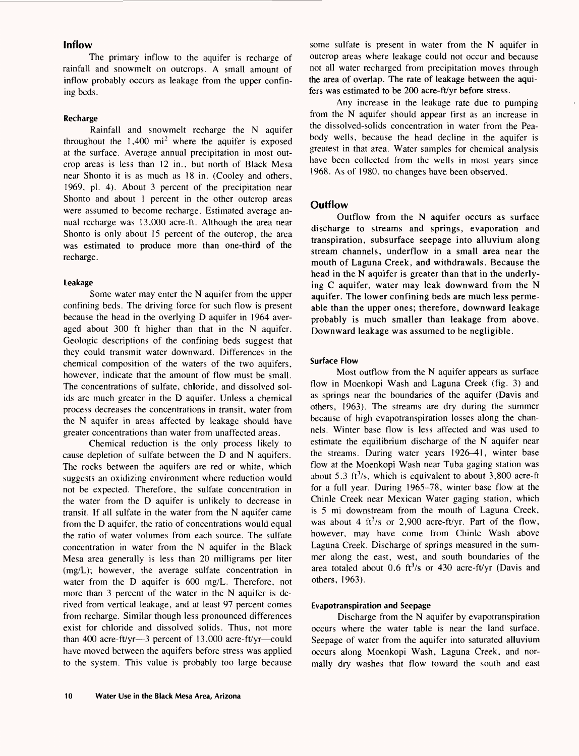## Inflow

The primary inflow to the aquifer is recharge of rainfall and snowmelt on outcrops. A small amount of inflow probably occurs as leakage from the upper confining beds.

### Recharge

Rainfall and snowmelt recharge the N aquifer throughout the 1,400 mi$^2$ where the aquifer is exposed at the surface. Average annual precipitation in most outcrop areas is less than 12 in., but north of Black Mesa near Shonto it is as much as 18 in. (Cooley and others, 1969, pl. 4). About 3 percent of the precipitation near Shonto and about 1 percent in the other outcrop areas were assumed to become recharge. Estimated average annual recharge was 13,000 acre-ft. Although the area near Shonto is only about 15 percent of the outcrop, the area was estimated to produce more than one-third of the recharge.

### Leakage

Some water may enter the N aquifer from the upper confining beds. The driving force for such flow is present because the head in the overlying D aquifer in 1964 averaged about 300 ft higher than that in the N aquifer. Geologic descriptions of the confining beds suggest that they could transmit water downward. Differences in the chemical composition of the waters of the two aquifers, however, indicate that the amount of flow must be small. The concentrations of sulfate, chloride, and dissolved solids are much greater in the D aquifer. Unless a chemical process decreases the concentrations in transit, water from the N aquifer in areas affected by leakage should have greater concentrations than water from unaffected areas.

Chemical reduction is the only process likely to cause depletion of sulfate between the D and N aquifers. The rocks between the aquifers are red or white, which suggests an oxidizing environment where reduction would not be expected. Therefore, the sulfate concentration in the water from the D aquifer is unlikely to decrease in transit. If all sulfate in the water from the N aquifer came from the D aquifer, the ratio of concentrations would equal the ratio of water volumes from each source. The sulfate concentration in water from the N aquifer in the Black Mesa area generally is less than 20 milligrams per liter (mg/L); however, the average sulfate concentration in water from the D aquifer is 600 mg/L. Therefore, not more than 3 percent of the water in the N aquifer is derived from vertical leakage, and at least 97 percent comes from recharge. Similar though less pronounced differences exist for chloride and dissolved solids. Thus, not more than 400 acre-ft/yr—3 percent of 13,000 acre-ft/yr—could have moved between the aquifers before stress was applied to the system. This value is probably too large because some sulfate is present in water from the N aquifer in outcrop areas where leakage could not occur and because not all water recharged from precipitation moves through the area of overlap. The rate of leakage between the aquifers was estimated to be 200 acre-ft/yr before stress.

Any increase in the leakage rate due to pumping from the N aquifer should appear first as an increase in the dissolved-solids concentration in water from the Peabody wells, because the head decline in the aquifer is greatest in that area. Water samples for chemical analysis have been collected from the wells in most years since 1968. As of 1980, no changes have been observed.

## Outflow

Outflow from the N aquifer occurs as surface discharge to streams and springs, evaporation and transpiration, subsurface seepage into alluvium along stream channels, underflow in a small area near the mouth of Laguna Creek, and withdrawals. Because the head in the N aquifer is greater than that in the underlying C aquifer, water may leak downward from the N aquifer. The lower confining beds are much less permeable than the upper ones; therefore, downward leakage probably is much smaller than leakage from above. Downward leakage was assumed to be negligible.

### Surface Flow

Most outflow from the N aquifer appears as surface flow in Moenkopi Wash and Laguna Creek (fig. 3) and as springs near the boundaries of the aquifer (Davis and others, 1963). The streams are dry during the summer because of high evapotranspiration losses along the channels. Winter base flow is less affected and was used to estimate the equilibrium discharge of the N aquifer near the streams. During water years 1926–41, winter base flow at the Moenkopi Wash near Tuba gaging station was about 5.3 ft$^3$/s, which is equivalent to about 3,800 acre-ft for a full year. During 1965–78, winter base flow at the Chinle Creek near Mexican Water gaging station, which is 5 mi downstream from the mouth of Laguna Creek, was about 4 ft$^3$/s or 2,900 acre-ft/yr. Part of the flow, however, may have come from Chinle Wash above Laguna Creek. Discharge of springs measured in the summer along the east, west, and south boundaries of the area totaled about 0.6 ft$^3$/s or 430 acre-ft/yr (Davis and others, 1963).

### Evapotranspiration and Seepage

Discharge from the N aquifer by evapotranspiration occurs where the water table is near the land surface. Seepage of water from the aquifer into saturated alluvium occurs along Moenkopi Wash, Laguna Creek, and normally dry washes that flow toward the south and east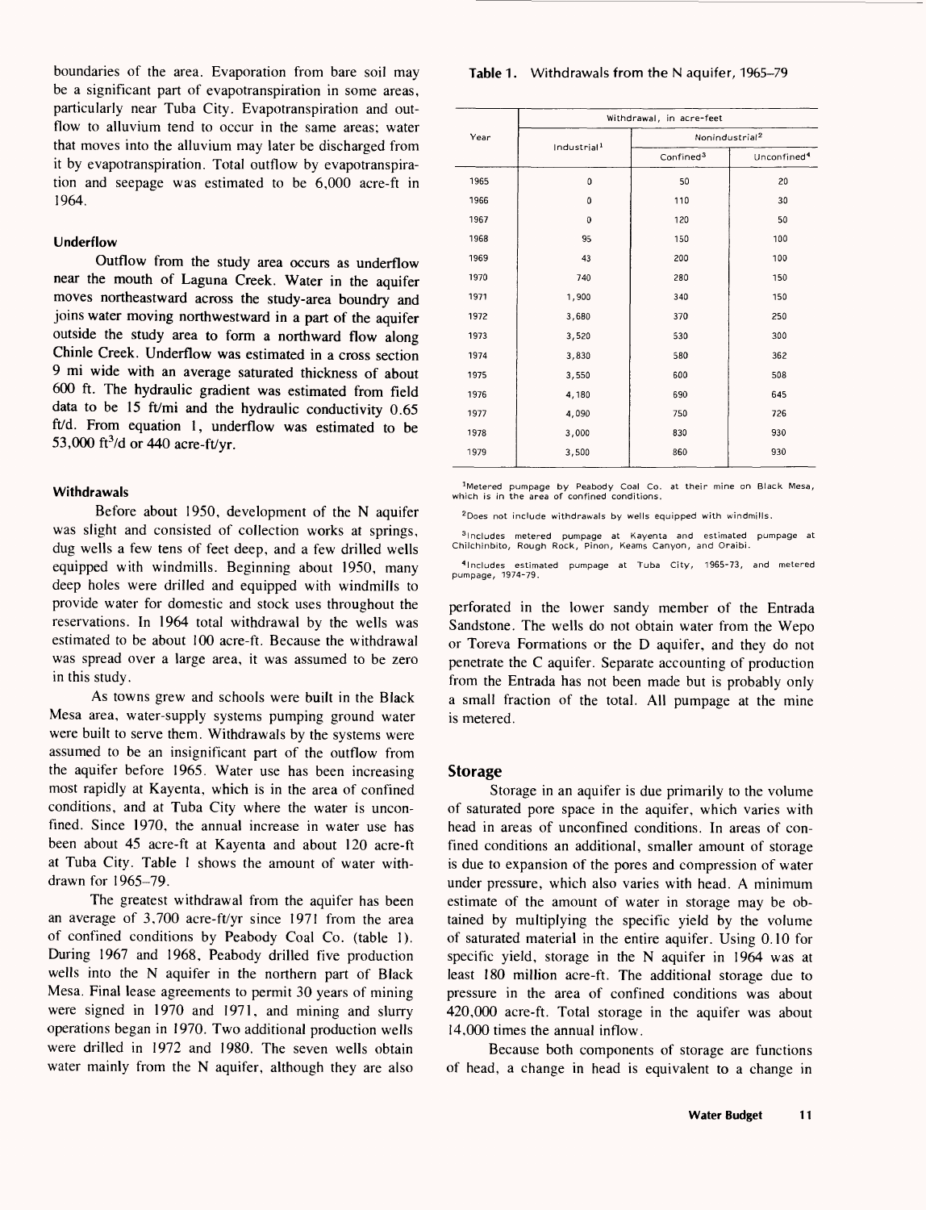boundaries of the area. Evaporation from bare soil may be a significant part of evapotranspiration in some areas, particularly near Tuba City. Evapotranspiration and outflow to alluvium tend to occur in the same areas; water that moves into the alluvium may later be discharged from it by evapotranspiration. Total outflow by evapotranspiration and seepage was estimated to be 6,000 acre-ft in 1964.

### Underflow

Outflow from the study area occurs as underflow near the mouth of Laguna Creek. Water in the aquifer moves northeastward across the study-area boundry and joins water moving northwestward in a part of the aquifer outside the study area to form a northward flow along Chinle Creek. Underflow was estimated in a cross section 9 mi wide with an average saturated thickness of about 600 ft. The hydraulic gradient was estimated from field data to be 15 ft/mi and the hydraulic conductivity 0.65 ft/d. From equation 1, underflow was estimated to be 53,000 $ft^3/d$ or 440 acre-ft/yr.

### Withdrawals

Before about 1950, development of the N aquifer was slight and consisted of collection works at springs, dug wells a few tens of feet deep, and a few drilled wells equipped with windmills. Beginning about 1950, many deep holes were drilled and equipped with windmills to provide water for domestic and stock uses throughout the reservations. In 1964 total withdrawal by the wells was estimated to be about 100 acre-ft. Because the withdrawal was spread over a large area, it was assumed to be zero in this study.

As towns grew and schools were built in the Black Mesa area, water-supply systems pumping ground water were built to serve them. Withdrawals by the systems were assumed to be an insignificant part of the outflow from the aquifer before 1965. Water use has been increasing most rapidly at Kayenta, which is in the area of confined conditions, and at Tuba City where the water is unconfined. Since 1970, the annual increase in water use has been about 45 acre-ft at Kayenta and about 120 acre-ft at Tuba City. Table 1 shows the amount of water withdrawn for 1965–79.

The greatest withdrawal from the aquifer has been an average of 3,700 acre-ft/yr since 1971 from the area of confined conditions by Peabody Coal Co. (table 1). During 1967 and 1968, Peabody drilled five production wells into the N aquifer in the northern part of Black Mesa. Final lease agreements to permit 30 years of mining were signed in 1970 and 1971, and mining and slurry operations began in 1970. Two additional production wells were drilled in 1972 and 1980. The seven wells obtain water mainly from the N aquifer, although they are also perforated in the lower sandy member of the Entrada Sandstone. The wells do not obtain water from the Wepo or Toreva Formations or the D aquifer, and they do not penetrate the C aquifer. Separate accounting of production from the Entrada has not been made but is probably only a small fraction of the total. All pumpage at the mine is metered.

**Table 1.** Withdrawals from the N aquifer, 1965–79

| Year | Withdrawal, in acre-feet | | |
|---|---|---|---|
| | Industrial[1] | Nonindustrial[2] | |
| | | Confined[3] | Unconfined[4] |
| 1965 | 0 | 50 | 20 |
| 1966 | 0 | 110 | 30 |
| 1967 | 0 | 120 | 50 |
| 1968 | 95 | 150 | 100 |
| 1969 | 43 | 200 | 100 |
| 1970 | 740 | 280 | 150 |
| 1971 | 1,900 | 340 | 150 |
| 1972 | 3,680 | 370 | 250 |
| 1973 | 3,520 | 530 | 300 |
| 1974 | 3,830 | 580 | 362 |
| 1975 | 3,550 | 600 | 508 |
| 1976 | 4,180 | 690 | 645 |
| 1977 | 4,090 | 750 | 726 |
| 1978 | 3,000 | 830 | 930 |
| 1979 | 3,500 | 860 | 930 |

[1]Metered pumpage by Peabody Coal Co. at their mine on Black Mesa, which is in the area of confined conditions.

[2]Does not include withdrawals by wells equipped with windmills.

[3]Includes metered pumpage at Kayenta and estimated pumpage at Chilchinbito, Rough Rock, Pinon, Keams Canyon, and Oraibi.

[4]Includes estimated pumpage at Tuba City, 1965–73, and metered pumpage, 1974–79.

## Storage

Storage in an aquifer is due primarily to the volume of saturated pore space in the aquifer, which varies with head in areas of unconfined conditions. In areas of confined conditions an additional, smaller amount of storage is due to expansion of the pores and compression of water under pressure, which also varies with head. A minimum estimate of the amount of water in storage may be obtained by multiplying the specific yield by the volume of saturated material in the entire aquifer. Using 0.10 for specific yield, storage in the N aquifer in 1964 was at least 180 million acre-ft. The additional storage due to pressure in the area of confined conditions was about 420,000 acre-ft. Total storage in the aquifer was about 14,000 times the annual inflow.

Because both components of storage are functions of head, a change in head is equivalent to a change in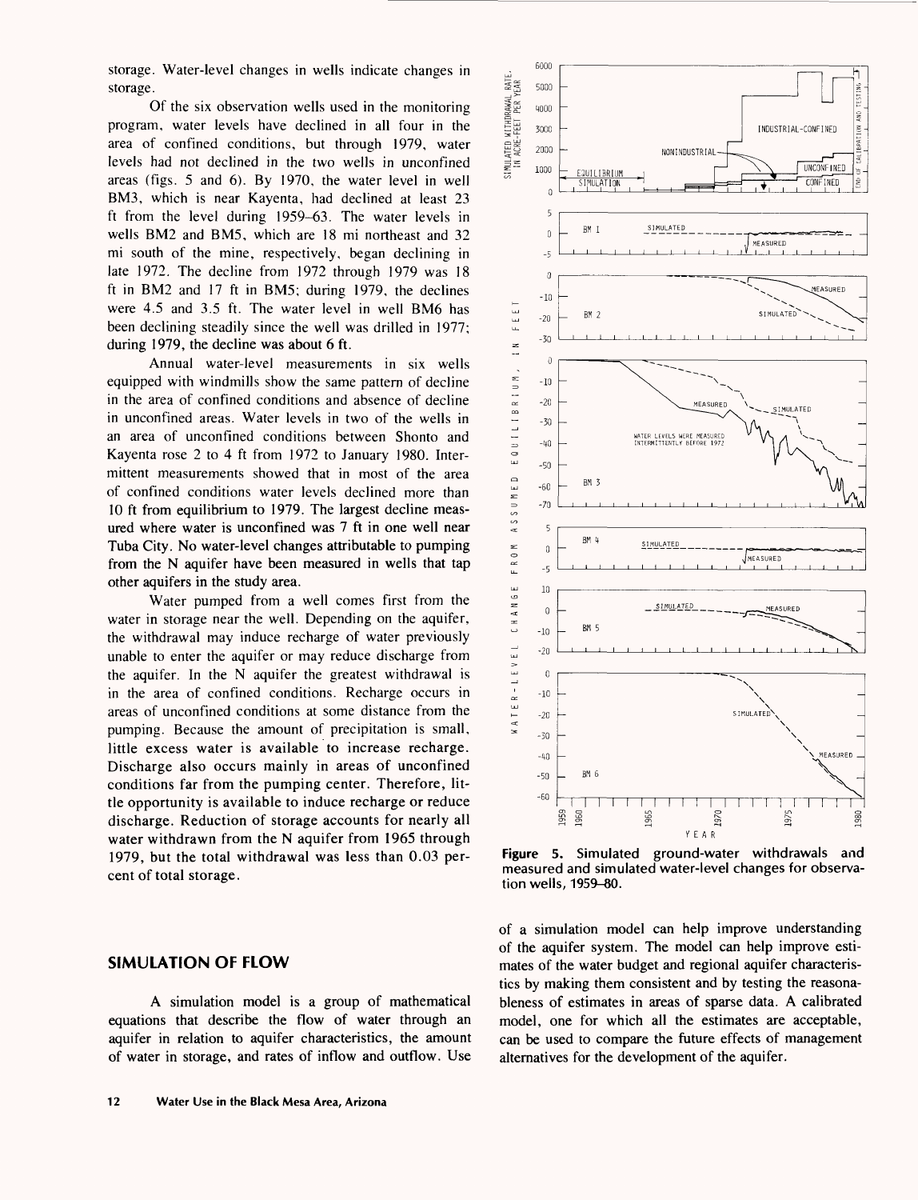storage. Water-level changes in wells indicate changes in storage.

Of the six observation wells used in the monitoring program, water levels have declined in all four in the area of confined conditions, but through 1979, water levels had not declined in the two wells in unconfined areas (figs. 5 and 6). By 1970, the water level in well BM3, which is near Kayenta, had declined at least 23 ft from the level during 1959–63. The water levels in wells BM2 and BM5, which are 18 mi northeast and 32 mi south of the mine, respectively, began declining in late 1972. The decline from 1972 through 1979 was 18 ft in BM2 and 17 ft in BM5; during 1979, the declines were 4.5 and 3.5 ft. The water level in well BM6 has been declining steadily since the well was drilled in 1977; during 1979, the decline was about 6 ft.

Annual water-level measurements in six wells equipped with windmills show the same pattern of decline in the area of confined conditions and absence of decline in unconfined areas. Water levels in two of the wells in an area of unconfined conditions between Shonto and Kayenta rose 2 to 4 ft from 1972 to January 1980. Intermittent measurements showed that in most of the area of confined conditions water levels declined more than 10 ft from equilibrium to 1979. The largest decline measured where water is unconfined was 7 ft in one well near Tuba City. No water-level changes attributable to pumping from the N aquifer have been measured in wells that tap other aquifers in the study area.

Water pumped from a well comes first from the water in storage near the well. Depending on the aquifer, the withdrawal may induce recharge of water previously unable to enter the aquifer or may reduce discharge from the aquifer. In the N aquifer the greatest withdrawal is in the area of confined conditions. Recharge occurs in areas of unconfined conditions at some distance from the pumping. Because the amount of precipitation is small, little excess water is available to increase recharge. Discharge also occurs mainly in areas of unconfined conditions far from the pumping center. Therefore, little opportunity is available to induce recharge or reduce discharge. Reduction of storage accounts for nearly all water withdrawn from the N aquifer from 1965 through 1979, but the total withdrawal was less than 0.03 percent of total storage.

**Figure 5.** Simulated ground-water withdrawals and measured and simulated water-level changes for observation wells, 1959–80.

## SIMULATION OF FLOW

A simulation model is a group of mathematical equations that describe the flow of water through an aquifer in relation to aquifer characteristics, the amount of water in storage, and rates of inflow and outflow. Use of a simulation model can help improve understanding of the aquifer system. The model can help improve estimates of the water budget and regional aquifer characteristics by making them consistent and by testing the reasonableness of estimates in areas of sparse data. A calibrated model, one for which all the estimates are acceptable, can be used to compare the future effects of management alternatives for the development of the aquifer.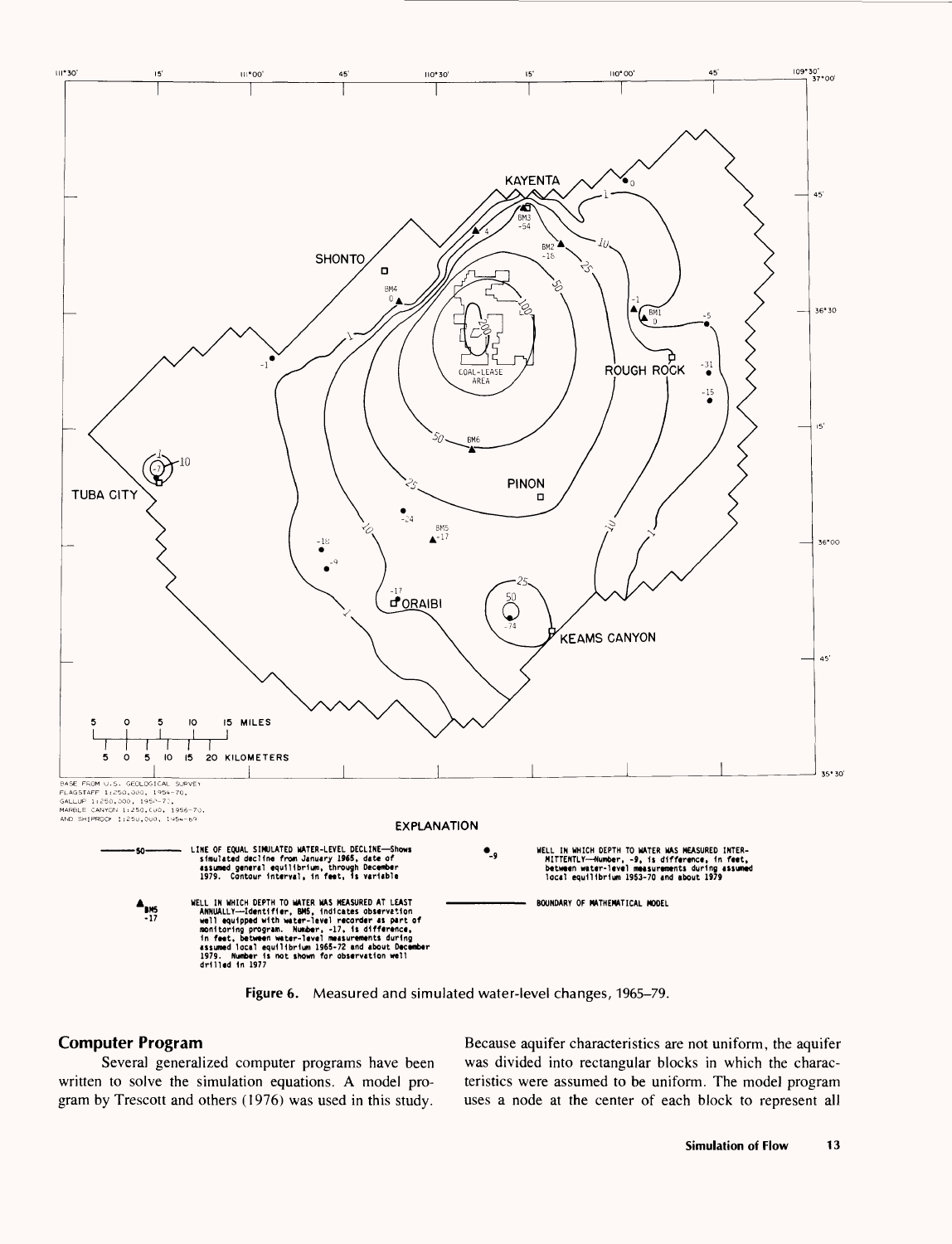Figure 6. Measured and simulated water-level changes, 1965–79.

## Computer Program

Several generalized computer programs have been written to solve the simulation equations. A model program by Trescott and others (1976) was used in this study. Because aquifer characteristics are not uniform, the aquifer was divided into rectangular blocks in which the characteristics were assumed to be uniform. The model program uses a node at the center of each block to represent all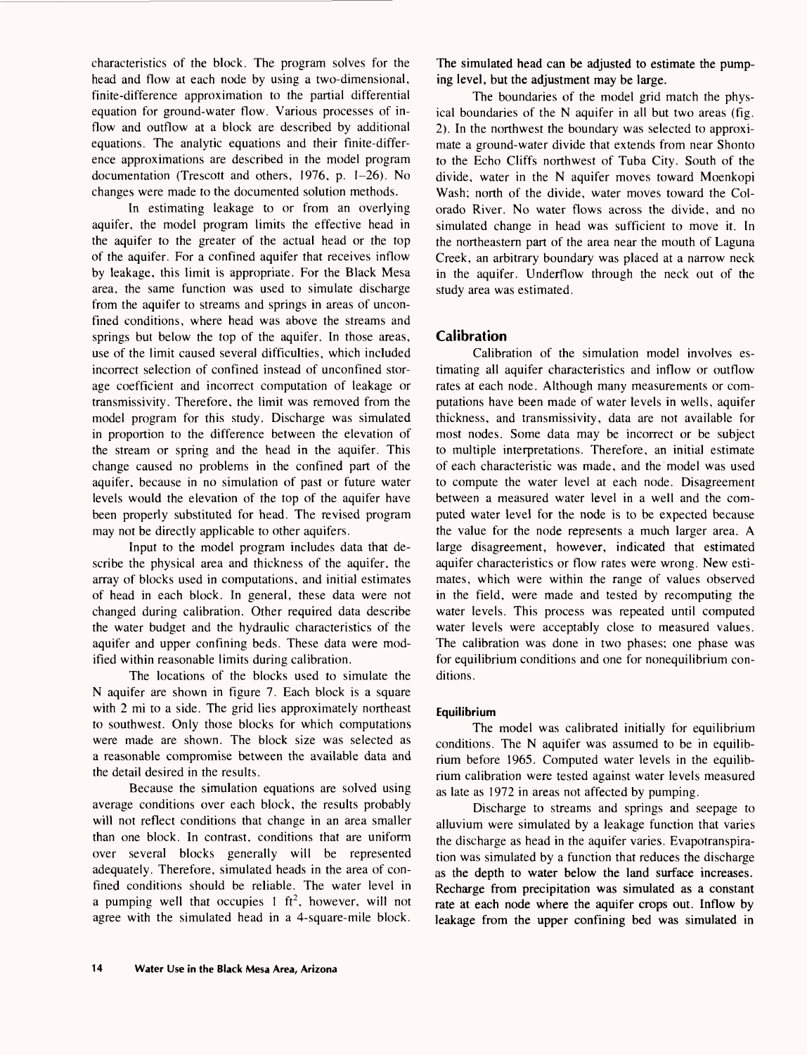characteristics of the block. The program solves for the head and flow at each node by using a two-dimensional, finite-difference approximation to the partial differential equation for ground-water flow. Various processes of inflow and outflow at a block are described by additional equations. The analytic equations and their finite-difference approximations are described in the model program documentation (Trescott and others, 1976, p. 1–26). No changes were made to the documented solution methods.

In estimating leakage to or from an overlying aquifer, the model program limits the effective head in the aquifer to the greater of the actual head or the top of the aquifer. For a confined aquifer that receives inflow by leakage, this limit is appropriate. For the Black Mesa area, the same function was used to simulate discharge from the aquifer to streams and springs in areas of unconfined conditions, where head was above the streams and springs but below the top of the aquifer. In those areas, use of the limit caused several difficulties, which included incorrect selection of confined instead of unconfined storage coefficient and incorrect computation of leakage or transmissivity. Therefore, the limit was removed from the model program for this study. Discharge was simulated in proportion to the difference between the elevation of the stream or spring and the head in the aquifer. This change caused no problems in the confined part of the aquifer, because in no simulation of past or future water levels would the elevation of the top of the aquifer have been properly substituted for head. The revised program may not be directly applicable to other aquifers.

Input to the model program includes data that describe the physical area and thickness of the aquifer, the array of blocks used in computations, and initial estimates of head in each block. In general, these data were not changed during calibration. Other required data describe the water budget and the hydraulic characteristics of the aquifer and upper confining beds. These data were modified within reasonable limits during calibration.

The locations of the blocks used to simulate the N aquifer are shown in figure 7. Each block is a square with 2 mi to a side. The grid lies approximately northeast to southwest. Only those blocks for which computations were made are shown. The block size was selected as a reasonable compromise between the available data and the detail desired in the results.

Because the simulation equations are solved using average conditions over each block, the results probably will not reflect conditions that change in an area smaller than one block. In contrast, conditions that are uniform over several blocks generally will be represented adequately. Therefore, simulated heads in the area of confined conditions should be reliable. The water level in a pumping well that occupies 1 $ft^2$, however, will not agree with the simulated head in a 4-square-mile block. The simulated head can be adjusted to estimate the pumping level, but the adjustment may be large.

The boundaries of the model grid match the physical boundaries of the N aquifer in all but two areas (fig. 2). In the northwest the boundary was selected to approximate a ground-water divide that extends from near Shonto to the Echo Cliffs northwest of Tuba City. South of the divide, water in the N aquifer moves toward Moenkopi Wash; north of the divide, water moves toward the Colorado River. No water flows across the divide, and no simulated change in head was sufficient to move it. In the northeastern part of the area near the mouth of Laguna Creek, an arbitrary boundary was placed at a narrow neck in the aquifer. Underflow through the neck out of the study area was estimated.

## Calibration

Calibration of the simulation model involves estimating all aquifer characteristics and inflow or outflow rates at each node. Although many measurements or computations have been made of water levels in wells, aquifer thickness, and transmissivity, data are not available for most nodes. Some data may be incorrect or be subject to multiple interpretations. Therefore, an initial estimate of each characteristic was made, and the model was used to compute the water level at each node. Disagreement between a measured water level in a well and the computed water level for the node is to be expected because the value for the node represents a much larger area. A large disagreement, however, indicated that estimated aquifer characteristics or flow rates were wrong. New estimates, which were within the range of values observed in the field, were made and tested by recomputing the water levels. This process was repeated until computed water levels were acceptably close to measured values. The calibration was done in two phases; one phase was for equilibrium conditions and one for nonequilibrium conditions.

### Equilibrium

The model was calibrated initially for equilibrium conditions. The N aquifer was assumed to be in equilibrium before 1965. Computed water levels in the equilibrium calibration were tested against water levels measured as late as 1972 in areas not affected by pumping.

Discharge to streams and springs and seepage to alluvium were simulated by a leakage function that varies the discharge as head in the aquifer varies. Evapotranspiration was simulated by a function that reduces the discharge as the depth to water below the land surface increases. Recharge from precipitation was simulated as a constant rate at each node where the aquifer crops out. Inflow by leakage from the upper confining bed was simulated in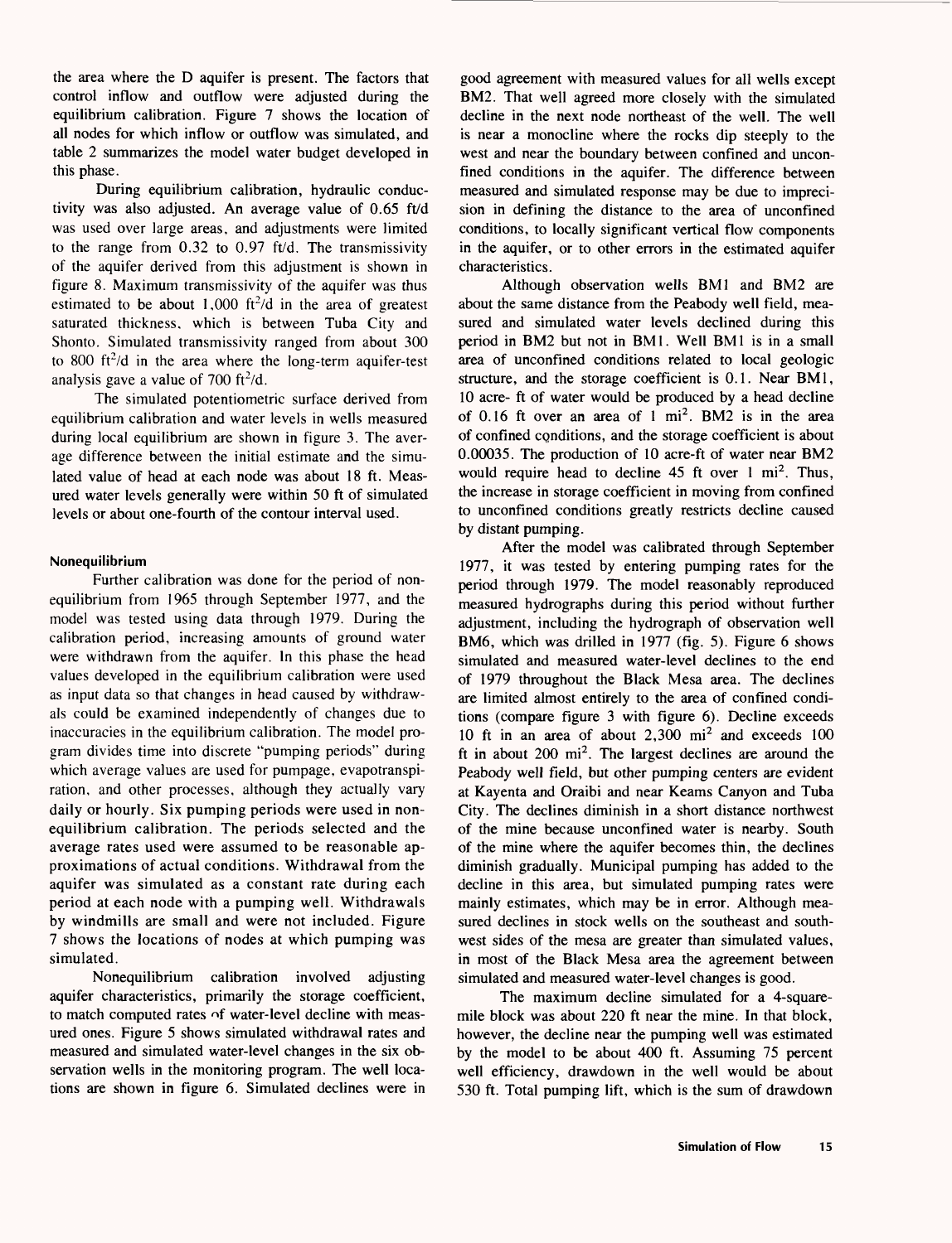the area where the D aquifer is present. The factors that control inflow and outflow were adjusted during the equilibrium calibration. Figure 7 shows the location of all nodes for which inflow or outflow was simulated, and table 2 summarizes the model water budget developed in this phase.

During equilibrium calibration, hydraulic conductivity was also adjusted. An average value of 0.65 ft/d was used over large areas, and adjustments were limited to the range from 0.32 to 0.97 ft/d. The transmissivity of the aquifer derived from this adjustment is shown in figure 8. Maximum transmissivity of the aquifer was thus estimated to be about 1,000 $ft^2/d$ in the area of greatest saturated thickness, which is between Tuba City and Shonto. Simulated transmissivity ranged from about 300 to 800 $ft^2/d$ in the area where the long-term aquifer-test analysis gave a value of 700 $ft^2/d$.

The simulated potentiometric surface derived from equilibrium calibration and water levels in wells measured during local equilibrium are shown in figure 3. The average difference between the initial estimate and the simulated value of head at each node was about 18 ft. Measured water levels generally were within 50 ft of simulated levels or about one-fourth of the contour interval used.

#### Nonequilibrium

Further calibration was done for the period of nonequilibrium from 1965 through September 1977, and the model was tested using data through 1979. During the calibration period, increasing amounts of ground water were withdrawn from the aquifer. In this phase the head values developed in the equilibrium calibration were used as input data so that changes in head caused by withdrawals could be examined independently of changes due to inaccuracies in the equilibrium calibration. The model program divides time into discrete "pumping periods" during which average values are used for pumpage, evapotranspiration, and other processes, although they actually vary daily or hourly. Six pumping periods were used in nonequilibrium calibration. The periods selected and the average rates used were assumed to be reasonable approximations of actual conditions. Withdrawal from the aquifer was simulated as a constant rate during each period at each node with a pumping well. Withdrawals by windmills are small and were not included. Figure 7 shows the locations of nodes at which pumping was simulated.

Nonequilibrium calibration involved adjusting aquifer characteristics, primarily the storage coefficient, to match computed rates of water-level decline with measured ones. Figure 5 shows simulated withdrawal rates and measured and simulated water-level changes in the six observation wells in the monitoring program. The well locations are shown in figure 6. Simulated declines were in good agreement with measured values for all wells except BM2. That well agreed more closely with the simulated decline in the next node northeast of the well. The well is near a monocline where the rocks dip steeply to the west and near the boundary between confined and unconfined conditions in the aquifer. The difference between measured and simulated response may be due to imprecision in defining the distance to the area of unconfined conditions, to locally significant vertical flow components in the aquifer, or to other errors in the estimated aquifer characteristics.

Although observation wells BM1 and BM2 are about the same distance from the Peabody well field, measured and simulated water levels declined during this period in BM2 but not in BM1. Well BM1 is in a small area of unconfined conditions related to local geologic structure, and the storage coefficient is 0.1. Near BM1, 10 acre- ft of water would be produced by a head decline of 0.16 ft over an area of 1 $mi^2$. BM2 is in the area of confined conditions, and the storage coefficient is about 0.00035. The production of 10 acre-ft of water near BM2 would require head to decline 45 ft over 1 $mi^2$. Thus, the increase in storage coefficient in moving from confined to unconfined conditions greatly restricts decline caused by distant pumping.

After the model was calibrated through September 1977, it was tested by entering pumping rates for the period through 1979. The model reasonably reproduced measured hydrographs during this period without further adjustment, including the hydrograph of observation well BM6, which was drilled in 1977 (fig. 5). Figure 6 shows simulated and measured water-level declines to the end of 1979 throughout the Black Mesa area. The declines are limited almost entirely to the area of confined conditions (compare figure 3 with figure 6). Decline exceeds 10 ft in an area of about 2,300 $mi^2$ and exceeds 100 ft in about 200 $mi^2$. The largest declines are around the Peabody well field, but other pumping centers are evident at Kayenta and Oraibi and near Keams Canyon and Tuba City. The declines diminish in a short distance northwest of the mine because unconfined water is nearby. South of the mine where the aquifer becomes thin, the declines diminish gradually. Municipal pumping has added to the decline in this area, but simulated pumping rates were mainly estimates, which may be in error. Although measured declines in stock wells on the southeast and southwest sides of the mesa are greater than simulated values, in most of the Black Mesa area the agreement between simulated and measured water-level changes is good.

The maximum decline simulated for a 4-square-mile block was about 220 ft near the mine. In that block, however, the decline near the pumping well was estimated by the model to be about 400 ft. Assuming 75 percent well efficiency, drawdown in the well would be about 530 ft. Total pumping lift, which is the sum of drawdown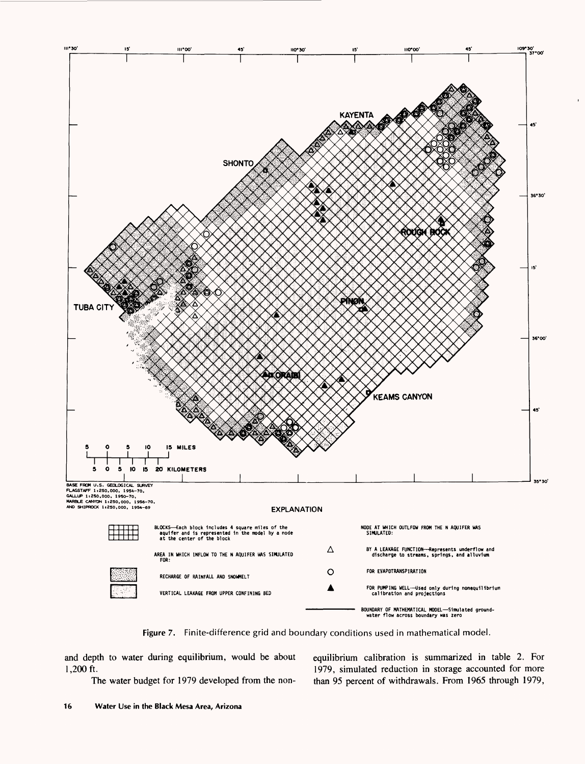Figure 7. Finite-difference grid and boundary conditions used in mathematical model.

and depth to water during equilibrium, would be about 1,200 ft.

The water budget for 1979 developed from the nonequilibrium calibration is summarized in table 2. For 1979, simulated reduction in storage accounted for more than 95 percent of withdrawals. From 1965 through 1979,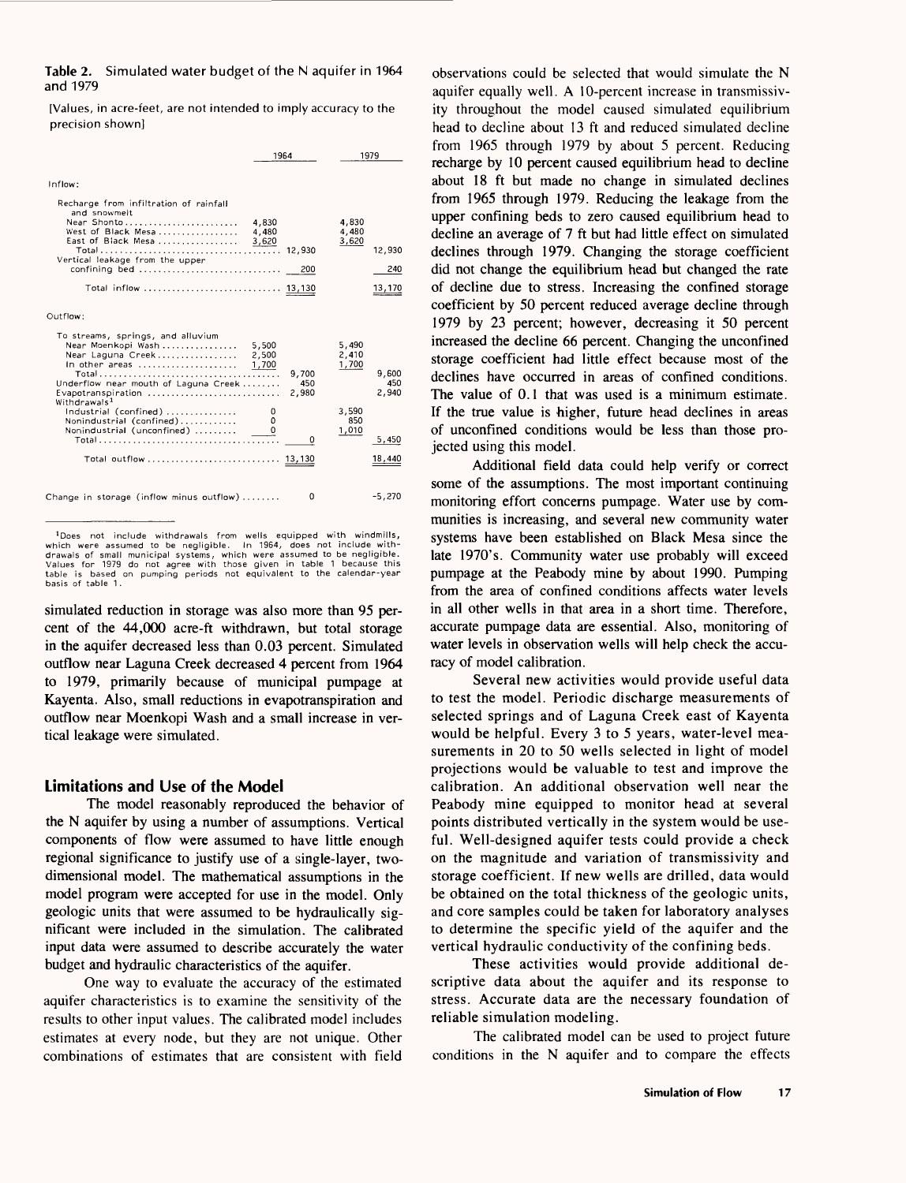**Table 2.** Simulated water budget of the N aquifer in 1964 and 1979

[Values, in acre-feet, are not intended to imply accuracy to the precision shown]

| | 1964 | | 1979 | |
|---|---|---|---|---|
| **Inflow:** | | | | |
| Recharge from infiltration of rainfall and snowmelt | | | | |
| Near Shonto | 4,830 | | 4,830 | |
| West of Black Mesa | 4,480 | | 4,480 | |
| East of Black Mesa | 3,620 | | 3,620 | |
| Total | | 12,930 | | 12,930 |
| Vertical leakage from the upper confining bed | | 200 | | 240 |
| Total inflow | | 13,130 | | 13,170 |
| **Outflow:** | | | | |
| To streams, springs, and alluvium | | | | |
| Near Moenkopi Wash | 5,500 | | 5,490 | |
| Near Laguna Creek | 2,500 | | 2,410 | |
| In other areas | 1,700 | | 1,700 | |
| Total | | 9,700 | | 9,600 |
| Underflow near mouth of Laguna Creek | | 450 | | 450 |
| Evapotranspiration | | 2,980 | | 2,940 |
| Withdrawals[1] | | | | |
| Industrial (confined) | 0 | | 3,590 | |
| Nonindustrial (confined) | 0 | | 850 | |
| Nonindustrial (unconfined) | 0 | | 1,010 | |
| Total | | 0 | | 5,450 |
| Total outflow | | 13,130 | | 18,440 |
| Change in storage (inflow minus outflow) | | 0 | | -5,270 |

[1]Does not include withdrawals from wells equipped with windmills, which were assumed to be negligible. In 1964, does not include withdrawals of small municipal systems, which were assumed to be negligible. Values for 1979 do not agree with those given in table 1 because this table is based on pumping periods not equivalent to the calendar-year basis of table 1.

simulated reduction in storage was also more than 95 percent of the 44,000 acre-ft withdrawn, but total storage in the aquifer decreased less than 0.03 percent. Simulated outflow near Laguna Creek decreased 4 percent from 1964 to 1979, primarily because of municipal pumpage at Kayenta. Also, small reductions in evapotranspiration and outflow near Moenkopi Wash and a small increase in vertical leakage were simulated.

## Limitations and Use of the Model

The model reasonably reproduced the behavior of the N aquifer by using a number of assumptions. Vertical components of flow were assumed to have little enough regional significance to justify use of a single-layer, two-dimensional model. The mathematical assumptions in the model program were accepted for use in the model. Only geologic units that were assumed to be hydraulically significant were included in the simulation. The calibrated input data were assumed to describe accurately the water budget and hydraulic characteristics of the aquifer.

One way to evaluate the accuracy of the estimated aquifer characteristics is to examine the sensitivity of the results to other input values. The calibrated model includes estimates at every node, but they are not unique. Other combinations of estimates that are consistent with field observations could be selected that would simulate the N aquifer equally well. A 10-percent increase in transmissivity throughout the model caused simulated equilibrium head to decline about 13 ft and reduced simulated decline from 1965 through 1979 by about 5 percent. Reducing recharge by 10 percent caused equilibrium head to decline about 18 ft but made no change in simulated declines from 1965 through 1979. Reducing the leakage from the upper confining beds to zero caused equilibrium head to decline an average of 7 ft but had little effect on simulated declines through 1979. Changing the storage coefficient did not change the equilibrium head but changed the rate of decline due to stress. Increasing the confined storage coefficient by 50 percent reduced average decline through 1979 by 23 percent; however, decreasing it 50 percent increased the decline 66 percent. Changing the unconfined storage coefficient had little effect because most of the declines have occurred in areas of confined conditions. The value of 0.1 that was used is a minimum estimate. If the true value is higher, future head declines in areas of unconfined conditions would be less than those projected using this model.

Additional field data could help verify or correct some of the assumptions. The most important continuing monitoring effort concerns pumpage. Water use by communities is increasing, and several new community water systems have been established on Black Mesa since the late 1970's. Community water use probably will exceed pumpage at the Peabody mine by about 1990. Pumping from the area of confined conditions affects water levels in all other wells in that area in a short time. Therefore, accurate pumpage data are essential. Also, monitoring of water levels in observation wells will help check the accuracy of model calibration.

Several new activities would provide useful data to test the model. Periodic discharge measurements of selected springs and of Laguna Creek east of Kayenta would be helpful. Every 3 to 5 years, water-level measurements in 20 to 50 wells selected in light of model projections would be valuable to test and improve the calibration. An additional observation well near the Peabody mine equipped to monitor head at several points distributed vertically in the system would be useful. Well-designed aquifer tests could provide a check on the magnitude and variation of transmissivity and storage coefficient. If new wells are drilled, data would be obtained on the total thickness of the geologic units, and core samples could be taken for laboratory analyses to determine the specific yield of the aquifer and the vertical hydraulic conductivity of the confining beds.

These activities would provide additional descriptive data about the aquifer and its response to stress. Accurate data are the necessary foundation of reliable simulation modeling.

The calibrated model can be used to project future conditions in the N aquifer and to compare the effects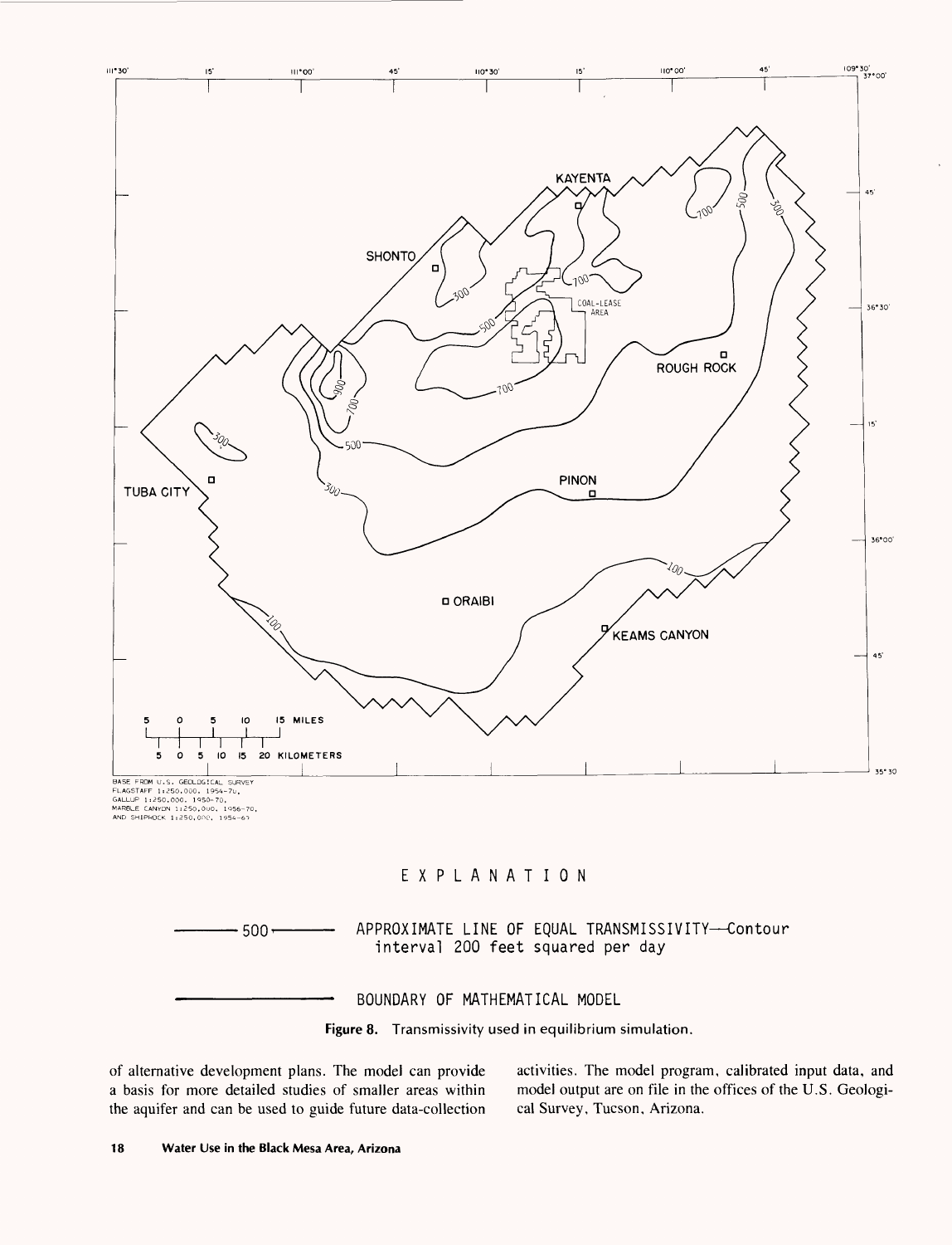EXPLANATION

——— 500 ——— APPROXIMATE LINE OF EQUAL TRANSMISSIVITY—Contour interval 200 feet squared per day

——— BOUNDARY OF MATHEMATICAL MODEL

**Figure 8.** Transmissivity used in equilibrium simulation.

of alternative development plans. The model can provide a basis for more detailed studies of smaller areas within the aquifer and can be used to guide future data-collection activities. The model program, calibrated input data, and model output are on file in the offices of the U.S. Geological Survey, Tucson, Arizona.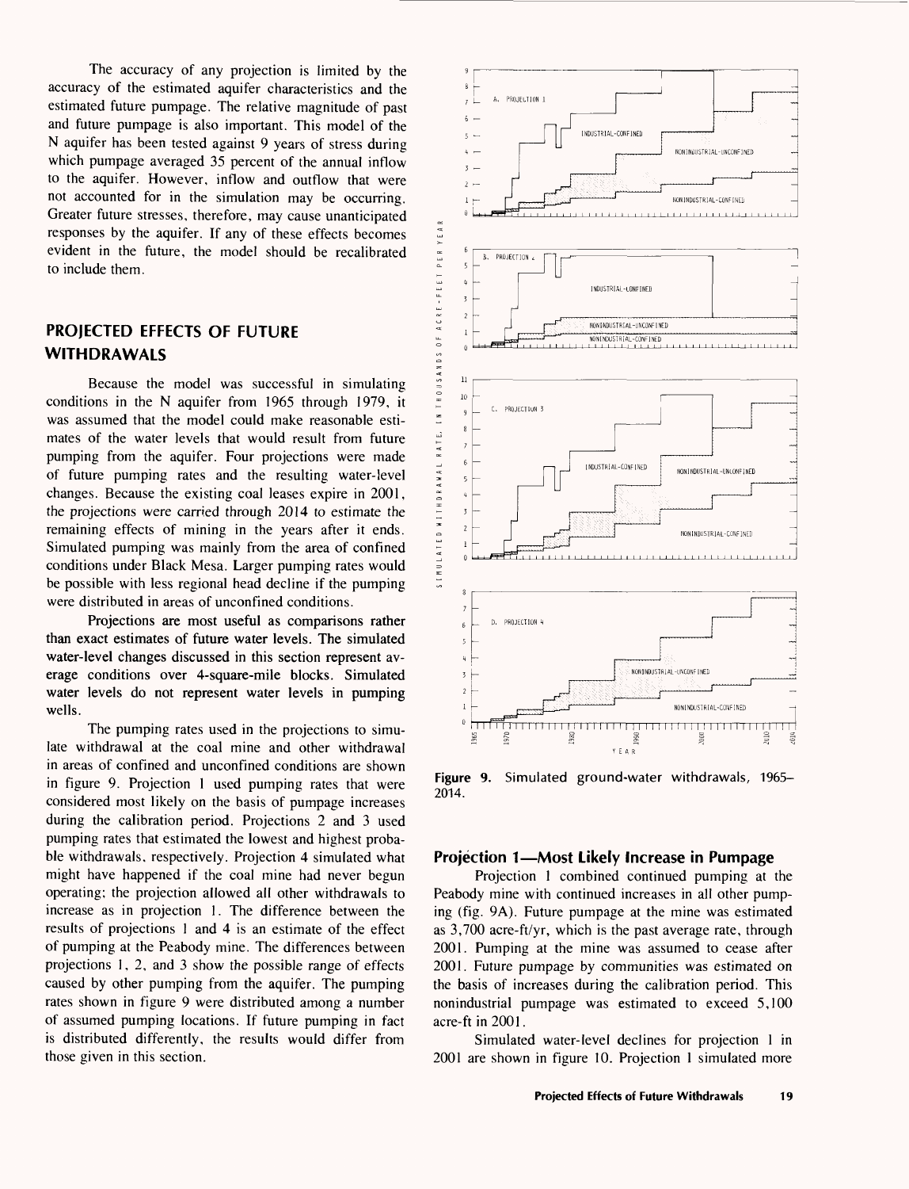The accuracy of any projection is limited by the accuracy of the estimated aquifer characteristics and the estimated future pumpage. The relative magnitude of past and future pumpage is also important. This model of the N aquifer has been tested against 9 years of stress during which pumpage averaged 35 percent of the annual inflow to the aquifer. However, inflow and outflow that were not accounted for in the simulation may be occurring. Greater future stresses, therefore, may cause unanticipated responses by the aquifer. If any of these effects becomes evident in the future, the model should be recalibrated to include them.

## PROJECTED EFFECTS OF FUTURE WITHDRAWALS

Because the model was successful in simulating conditions in the N aquifer from 1965 through 1979, it was assumed that the model could make reasonable estimates of the water levels that would result from future pumping from the aquifer. Four projections were made of future pumping rates and the resulting water-level changes. Because the existing coal leases expire in 2001, the projections were carried through 2014 to estimate the remaining effects of mining in the years after it ends. Simulated pumping was mainly from the area of confined conditions under Black Mesa. Larger pumping rates would be possible with less regional head decline if the pumping were distributed in areas of unconfined conditions.

Projections are most useful as comparisons rather than exact estimates of future water levels. The simulated water-level changes discussed in this section represent average conditions over 4-square-mile blocks. Simulated water levels do not represent water levels in pumping wells.

The pumping rates used in the projections to simulate withdrawal at the coal mine and other withdrawal in areas of confined and unconfined conditions are shown in figure 9. Projection 1 used pumping rates that were considered most likely on the basis of pumpage increases during the calibration period. Projections 2 and 3 used pumping rates that estimated the lowest and highest probable withdrawals, respectively. Projection 4 simulated what might have happened if the coal mine had never begun operating; the projection allowed all other withdrawals to increase as in projection 1. The difference between the results of projections 1 and 4 is an estimate of the effect of pumping at the Peabody mine. The differences between projections 1, 2, and 3 show the possible range of effects caused by other pumping from the aquifer. The pumping rates shown in figure 9 were distributed among a number of assumed pumping locations. If future pumping in fact is distributed differently, the results would differ from those given in this section.

**Figure 9.** Simulated ground-water withdrawals, 1965–2014.

### Projection 1—Most Likely Increase in Pumpage

Projection 1 combined continued pumping at the Peabody mine with continued increases in all other pumping (fig. 9A). Future pumpage at the mine was estimated as 3,700 acre-ft/yr, which is the past average rate, through 2001. Pumping at the mine was assumed to cease after 2001. Future pumpage by communities was estimated on the basis of increases during the calibration period. This nonindustrial pumpage was estimated to exceed 5,100 acre-ft in 2001.

Simulated water-level declines for projection 1 in 2001 are shown in figure 10. Projection 1 simulated more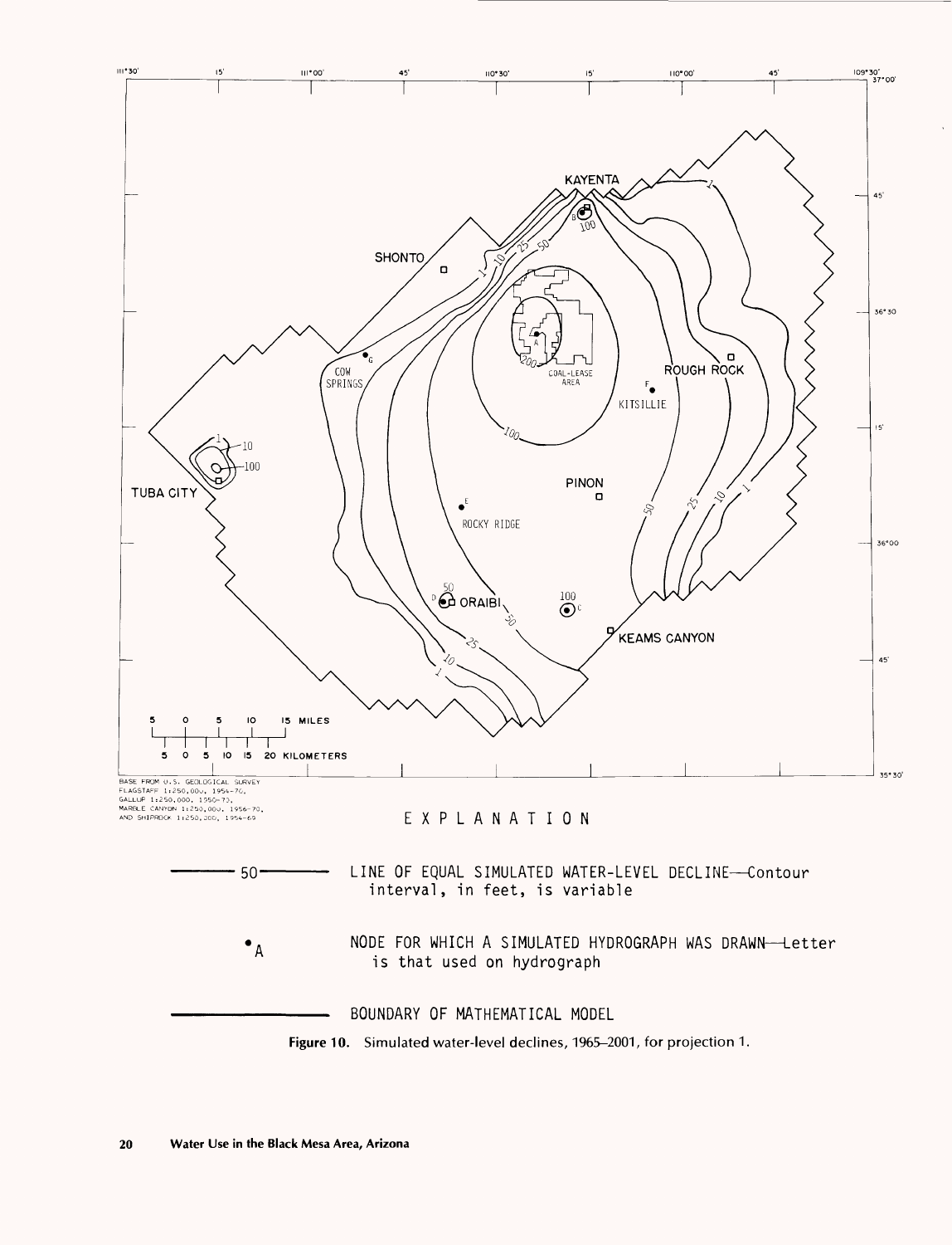EXPLANATION

50 — LINE OF EQUAL SIMULATED WATER-LEVEL DECLINE—Contour interval, in feet, is variable

•A — NODE FOR WHICH A SIMULATED HYDROGRAPH WAS DRAWN—Letter is that used on hydrograph

— BOUNDARY OF MATHEMATICAL MODEL

**Figure 10.** Simulated water-level declines, 1965–2001, for projection 1.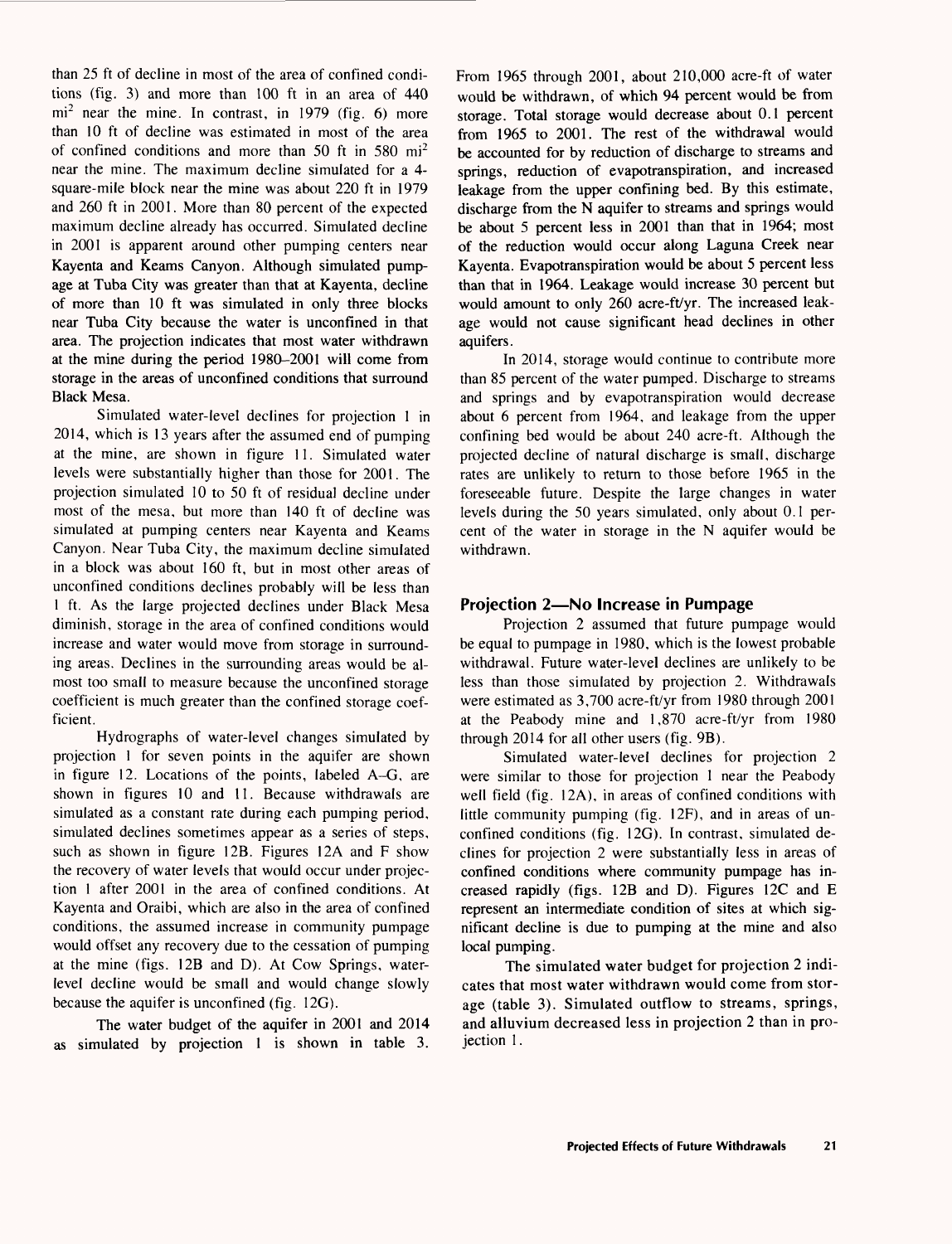than 25 ft of decline in most of the area of confined conditions (fig. 3) and more than 100 ft in an area of 440 $mi^2$ near the mine. In contrast, in 1979 (fig. 6) more than 10 ft of decline was estimated in most of the area of confined conditions and more than 50 ft in 580 $mi^2$ near the mine. The maximum decline simulated for a 4-square-mile block near the mine was about 220 ft in 1979 and 260 ft in 2001. More than 80 percent of the expected maximum decline already has occurred. Simulated decline in 2001 is apparent around other pumping centers near Kayenta and Keams Canyon. Although simulated pumpage at Tuba City was greater than that at Kayenta, decline of more than 10 ft was simulated in only three blocks near Tuba City because the water is unconfined in that area. The projection indicates that most water withdrawn at the mine during the period 1980–2001 will come from storage in the areas of unconfined conditions that surround Black Mesa.

Simulated water-level declines for projection 1 in 2014, which is 13 years after the assumed end of pumping at the mine, are shown in figure 11. Simulated water levels were substantially higher than those for 2001. The projection simulated 10 to 50 ft of residual decline under most of the mesa, but more than 140 ft of decline was simulated at pumping centers near Kayenta and Keams Canyon. Near Tuba City, the maximum decline simulated in a block was about 160 ft, but in most other areas of unconfined conditions declines probably will be less than 1 ft. As the large projected declines under Black Mesa diminish, storage in the area of confined conditions would increase and water would move from storage in surrounding areas. Declines in the surrounding areas would be almost too small to measure because the unconfined storage coefficient is much greater than the confined storage coefficient.

Hydrographs of water-level changes simulated by projection 1 for seven points in the aquifer are shown in figure 12. Locations of the points, labeled A–G, are shown in figures 10 and 11. Because withdrawals are simulated as a constant rate during each pumping period, simulated declines sometimes appear as a series of steps, such as shown in figure 12B. Figures 12A and F show the recovery of water levels that would occur under projection 1 after 2001 in the area of confined conditions. At Kayenta and Oraibi, which are also in the area of confined conditions, the assumed increase in community pumpage would offset any recovery due to the cessation of pumping at the mine (figs. 12B and D). At Cow Springs, water-level decline would be small and would change slowly because the aquifer is unconfined (fig. 12G).

The water budget of the aquifer in 2001 and 2014 as simulated by projection 1 is shown in table 3. From 1965 through 2001, about 210,000 acre-ft of water would be withdrawn, of which 94 percent would be from storage. Total storage would decrease about 0.1 percent from 1965 to 2001. The rest of the withdrawal would be accounted for by reduction of discharge to streams and springs, reduction of evapotranspiration, and increased leakage from the upper confining bed. By this estimate, discharge from the N aquifer to streams and springs would be about 5 percent less in 2001 than that in 1964; most of the reduction would occur along Laguna Creek near Kayenta. Evapotranspiration would be about 5 percent less than that in 1964. Leakage would increase 30 percent but would amount to only 260 acre-ft/yr. The increased leakage would not cause significant head declines in other aquifers.

In 2014, storage would continue to contribute more than 85 percent of the water pumped. Discharge to streams and springs and by evapotranspiration would decrease about 6 percent from 1964, and leakage from the upper confining bed would be about 240 acre-ft. Although the projected decline of natural discharge is small, discharge rates are unlikely to return to those before 1965 in the foreseeable future. Despite the large changes in water levels during the 50 years simulated, only about 0.1 percent of the water in storage in the N aquifer would be withdrawn.

## Projection 2—No Increase in Pumpage

Projection 2 assumed that future pumpage would be equal to pumpage in 1980, which is the lowest probable withdrawal. Future water-level declines are unlikely to be less than those simulated by projection 2. Withdrawals were estimated as 3,700 acre-ft/yr from 1980 through 2001 at the Peabody mine and 1,870 acre-ft/yr from 1980 through 2014 for all other users (fig. 9B).

Simulated water-level declines for projection 2 were similar to those for projection 1 near the Peabody well field (fig. 12A), in areas of confined conditions with little community pumping (fig. 12F), and in areas of unconfined conditions (fig. 12G). In contrast, simulated declines for projection 2 were substantially less in areas of confined conditions where community pumpage has increased rapidly (figs. 12B and D). Figures 12C and E represent an intermediate condition of sites at which significant decline is due to pumping at the mine and also local pumping.

The simulated water budget for projection 2 indicates that most water withdrawn would come from storage (table 3). Simulated outflow to streams, springs, and alluvium decreased less in projection 2 than in projection 1.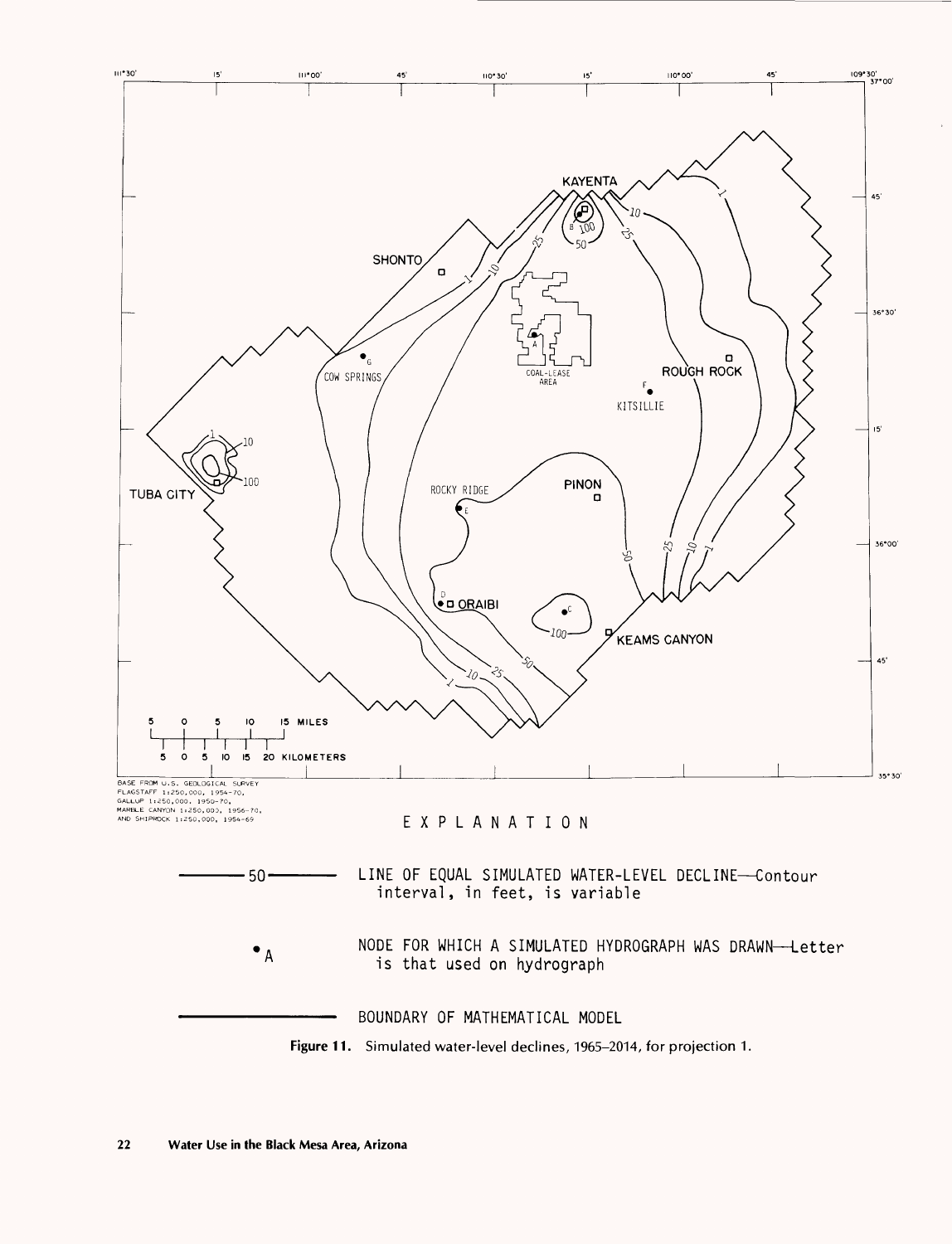EXPLANATION

LINE OF EQUAL SIMULATED WATER-LEVEL DECLINE—Contour interval, in feet, is variable

NODE FOR WHICH A SIMULATED HYDROGRAPH WAS DRAWN—Letter is that used on hydrograph

BOUNDARY OF MATHEMATICAL MODEL

**Figure 11.** Simulated water-level declines, 1965–2014, for projection 1.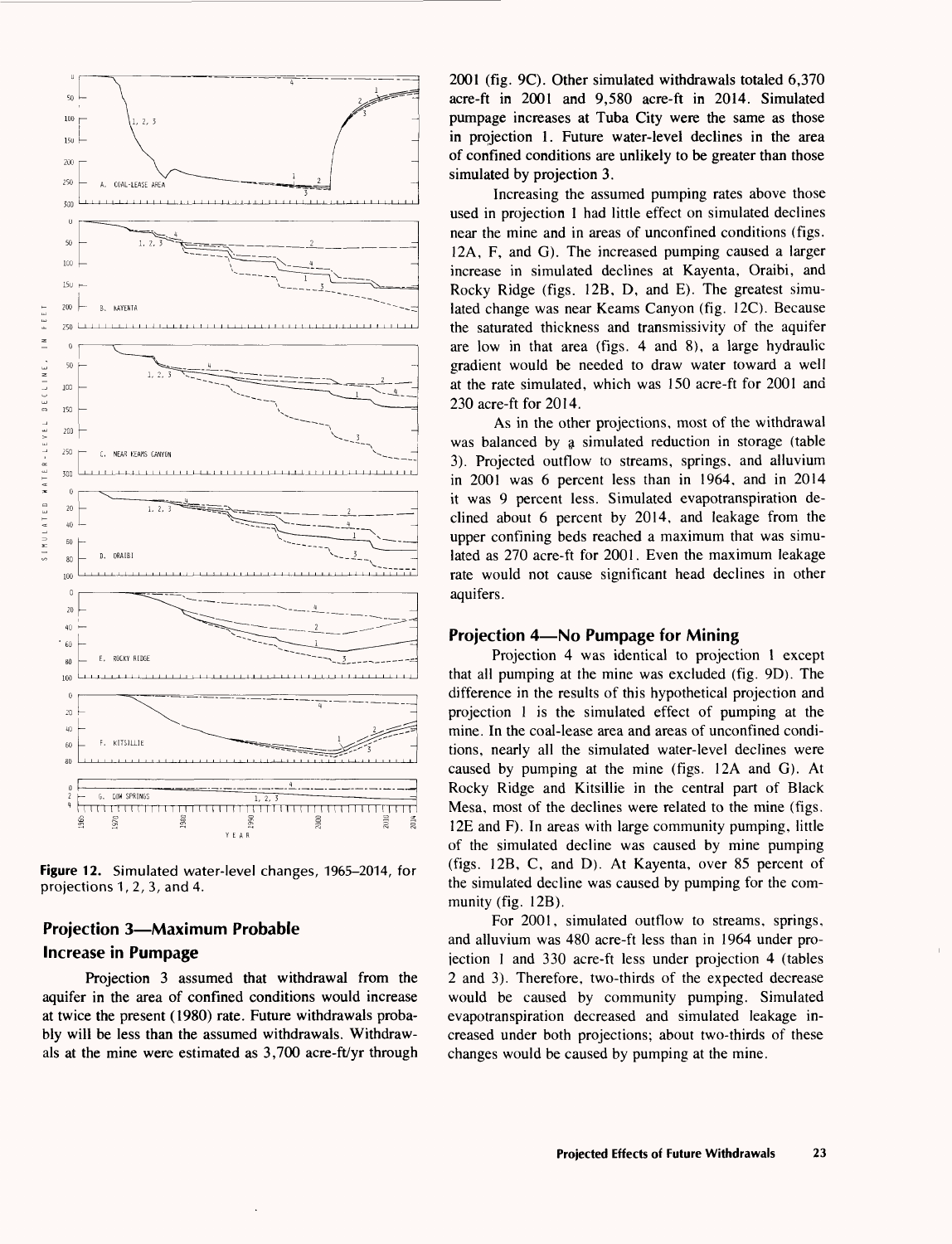**Figure 12.** Simulated water-level changes, 1965–2014, for projections 1, 2, 3, and 4.

## Projection 3—Maximum Probable Increase in Pumpage

Projection 3 assumed that withdrawal from the aquifer in the area of confined conditions would increase at twice the present (1980) rate. Future withdrawals probably will be less than the assumed withdrawals. Withdrawals at the mine were estimated as 3,700 acre-ft/yr through 2001 (fig. 9C). Other simulated withdrawals totaled 6,370 acre-ft in 2001 and 9,580 acre-ft in 2014. Simulated pumpage increases at Tuba City were the same as those in projection 1. Future water-level declines in the area of confined conditions are unlikely to be greater than those simulated by projection 3.

Increasing the assumed pumping rates above those used in projection 1 had little effect on simulated declines near the mine and in areas of unconfined conditions (figs. 12A, F, and G). The increased pumping caused a larger increase in simulated declines at Kayenta, Oraibi, and Rocky Ridge (figs. 12B, D, and E). The greatest simulated change was near Keams Canyon (fig. 12C). Because the saturated thickness and transmissivity of the aquifer are low in that area (figs. 4 and 8), a large hydraulic gradient would be needed to draw water toward a well at the rate simulated, which was 150 acre-ft for 2001 and 230 acre-ft for 2014.

As in the other projections, most of the withdrawal was balanced by a simulated reduction in storage (table 3). Projected outflow to streams, springs, and alluvium in 2001 was 6 percent less than in 1964, and in 2014 it was 9 percent less. Simulated evapotranspiration declined about 6 percent by 2014, and leakage from the upper confining beds reached a maximum that was simulated as 270 acre-ft for 2001. Even the maximum leakage rate would not cause significant head declines in other aquifers.

## Projection 4—No Pumpage for Mining

Projection 4 was identical to projection 1 except that all pumping at the mine was excluded (fig. 9D). The difference in the results of this hypothetical projection and projection 1 is the simulated effect of pumping at the mine. In the coal-lease area and areas of unconfined conditions, nearly all the simulated water-level declines were caused by pumping at the mine (figs. 12A and G). At Rocky Ridge and Kitsillie in the central part of Black Mesa, most of the declines were related to the mine (figs. 12E and F). In areas with large community pumping, little of the simulated decline was caused by mine pumping (figs. 12B, C, and D). At Kayenta, over 85 percent of the simulated decline was caused by pumping for the community (fig. 12B).

For 2001, simulated outflow to streams, springs, and alluvium was 480 acre-ft less than in 1964 under projection 1 and 330 acre-ft less under projection 4 (tables 2 and 3). Therefore, two-thirds of the expected decrease would be caused by community pumping. Simulated evapotranspiration decreased and simulated leakage increased under both projections; about two-thirds of these changes would be caused by pumping at the mine.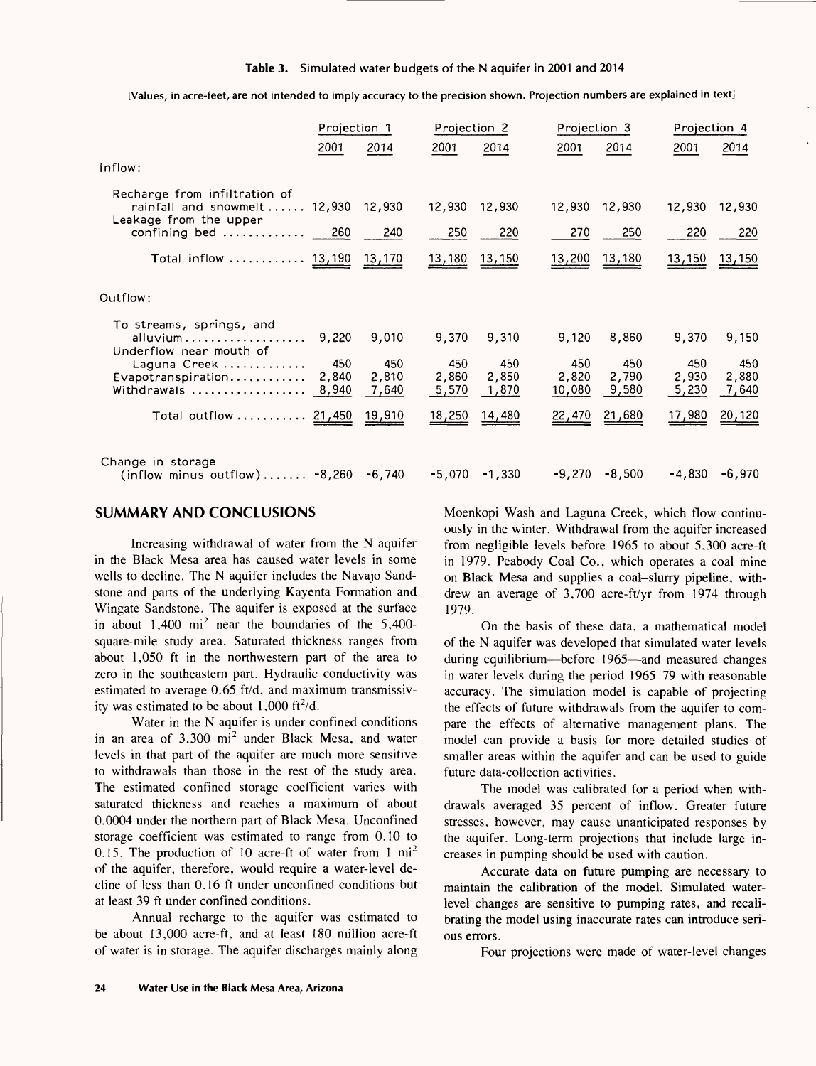**Table 3.** Simulated water budgets of the N aquifer in 2001 and 2014

[Values, in acre-feet, are not intended to imply accuracy to the precision shown. Projection numbers are explained in text]

| | Projection 1 | | Projection 2 | | Projection 3 | | Projection 4 | |
|---|---|---|---|---|---|---|---|---|
| | 2001 | 2014 | 2001 | 2014 | 2001 | 2014 | 2001 | 2014 |
| **Inflow:** | | | | | | | | |
| Recharge from infiltration of rainfall and snowmelt | 12,930 | 12,930 | 12,930 | 12,930 | 12,930 | 12,930 | 12,930 | 12,930 |
| Leakage from the upper confining bed | 260 | 240 | 250 | 220 | 270 | 250 | 220 | 220 |
| Total inflow | 13,190 | 13,170 | 13,180 | 13,150 | 13,200 | 13,180 | 13,150 | 13,150 |
| **Outflow:** | | | | | | | | |
| To streams, springs, and alluvium | 9,220 | 9,010 | 9,370 | 9,310 | 9,120 | 8,860 | 9,370 | 9,150 |
| Underflow near mouth of Laguna Creek | 450 | 450 | 450 | 450 | 450 | 450 | 450 | 450 |
| Evapotranspiration | 2,840 | 2,810 | 2,860 | 2,850 | 2,820 | 2,790 | 2,930 | 2,880 |
| Withdrawals | 8,940 | 7,640 | 5,570 | 1,870 | 10,080 | 9,580 | 5,230 | 7,640 |
| Total outflow | 21,450 | 19,910 | 18,250 | 14,480 | 22,470 | 21,680 | 17,980 | 20,120 |
| Change in storage (inflow minus outflow) | -8,260 | -6,740 | -5,070 | -1,330 | -9,270 | -8,500 | -4,830 | -6,970 |

## SUMMARY AND CONCLUSIONS

Increasing withdrawal of water from the N aquifer in the Black Mesa area has caused water levels in some wells to decline. The N aquifer includes the Navajo Sandstone and parts of the underlying Kayenta Formation and Wingate Sandstone. The aquifer is exposed at the surface in about 1,400 $mi^2$ near the boundaries of the 5,400-square-mile study area. Saturated thickness ranges from about 1,050 ft in the northwestern part of the area to zero in the southeastern part. Hydraulic conductivity was estimated to average 0.65 ft/d, and maximum transmissivity was estimated to be about 1,000 $ft^2/d$.

Water in the N aquifer is under confined conditions in an area of 3,300 $mi^2$ under Black Mesa, and water levels in that part of the aquifer are much more sensitive to withdrawals than those in the rest of the study area. The estimated confined storage coefficient varies with saturated thickness and reaches a maximum of about 0.0004 under the northern part of Black Mesa. Unconfined storage coefficient was estimated to range from 0.10 to 0.15. The production of 10 acre-ft of water from 1 $mi^2$ of the aquifer, therefore, would require a water-level decline of less than 0.16 ft under unconfined conditions but at least 39 ft under confined conditions.

Annual recharge to the aquifer was estimated to be about 13,000 acre-ft, and at least 180 million acre-ft of water is in storage. The aquifer discharges mainly along Moenkopi Wash and Laguna Creek, which flow continuously in the winter. Withdrawal from the aquifer increased from negligible levels before 1965 to about 5,300 acre-ft in 1979. Peabody Coal Co., which operates a coal mine on Black Mesa and supplies a coal-slurry pipeline, withdrew an average of 3,700 acre-ft/yr from 1974 through 1979.

On the basis of these data, a mathematical model of the N aquifer was developed that simulated water levels during equilibrium—before 1965—and measured changes in water levels during the period 1965–79 with reasonable accuracy. The simulation model is capable of projecting the effects of future withdrawals from the aquifer to compare the effects of alternative management plans. The model can provide a basis for more detailed studies of smaller areas within the aquifer and can be used to guide future data-collection activities.

The model was calibrated for a period when withdrawals averaged 35 percent of inflow. Greater future stresses, however, may cause unanticipated responses by the aquifer. Long-term projections that include large increases in pumping should be used with caution.

Accurate data on future pumping are necessary to maintain the calibration of the model. Simulated water-level changes are sensitive to pumping rates, and recalibrating the model using inaccurate rates can introduce serious errors.

Four projections were made of water-level changes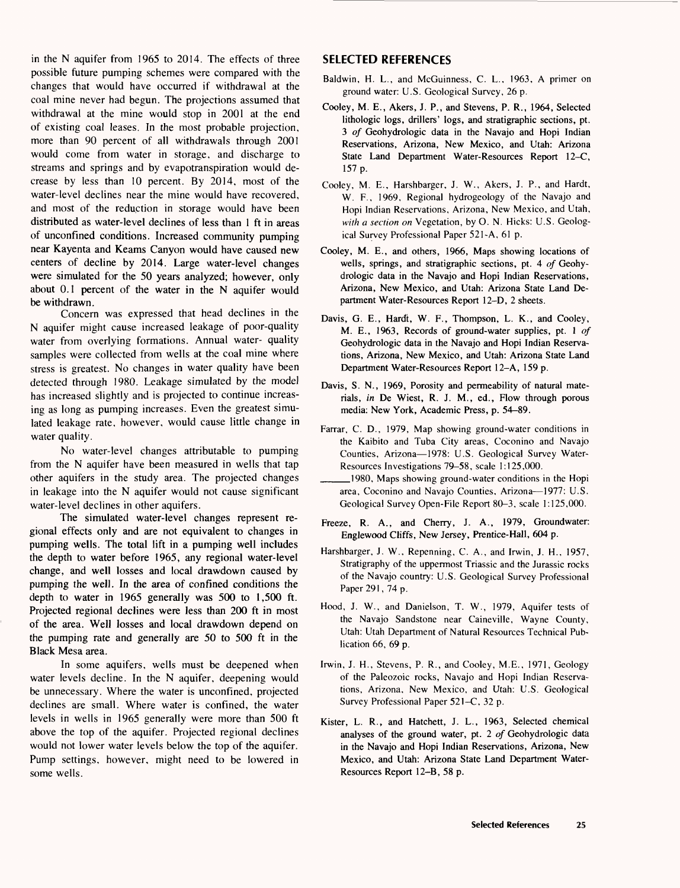in the N aquifer from 1965 to 2014. The effects of three possible future pumping schemes were compared with the changes that would have occurred if withdrawal at the coal mine never had begun. The projections assumed that withdrawal at the mine would stop in 2001 at the end of existing coal leases. In the most probable projection, more than 90 percent of all withdrawals through 2001 would come from water in storage, and discharge to streams and springs and by evapotranspiration would decrease by less than 10 percent. By 2014, most of the water-level declines near the mine would have recovered, and most of the reduction in storage would have been distributed as water-level declines of less than 1 ft in areas of unconfined conditions. Increased community pumping near Kayenta and Keams Canyon would have caused new centers of decline by 2014. Large water-level changes were simulated for the 50 years analyzed; however, only about 0.1 percent of the water in the N aquifer would be withdrawn.

Concern was expressed that head declines in the N aquifer might cause increased leakage of poor-quality water from overlying formations. Annual water- quality samples were collected from wells at the coal mine where stress is greatest. No changes in water quality have been detected through 1980. Leakage simulated by the model has increased slightly and is projected to continue increasing as long as pumping increases. Even the greatest simulated leakage rate, however, would cause little change in water quality.

No water-level changes attributable to pumping from the N aquifer have been measured in wells that tap other aquifers in the study area. The projected changes in leakage into the N aquifer would not cause significant water-level declines in other aquifers.

The simulated water-level changes represent regional effects only and are not equivalent to changes in pumping wells. The total lift in a pumping well includes the depth to water before 1965, any regional water-level change, and well losses and local drawdown caused by pumping the well. In the area of confined conditions the depth to water in 1965 generally was 500 to 1,500 ft. Projected regional declines were less than 200 ft in most of the area. Well losses and local drawdown depend on the pumping rate and generally are 50 to 500 ft in the Black Mesa area.

In some aquifers, wells must be deepened when water levels decline. In the N aquifer, deepening would be unnecessary. Where the water is unconfined, projected declines are small. Where water is confined, the water levels in wells in 1965 generally were more than 500 ft above the top of the aquifer. Projected regional declines would not lower water levels below the top of the aquifer. Pump settings, however, might need to be lowered in some wells.

## SELECTED REFERENCES

Baldwin, H. L., and McGuinness, C. L., 1963, A primer on ground water: U.S. Geological Survey, 26 p.

Cooley, M. E., Akers, J. P., and Stevens, P. R., 1964, Selected lithologic logs, drillers' logs, and stratigraphic sections, pt. 3 *of* Geohydrologic data in the Navajo and Hopi Indian Reservations, Arizona, New Mexico, and Utah: Arizona State Land Department Water-Resources Report 12–C, 157 p.

Cooley, M. E., Harshbarger, J. W., Akers, J. P., and Hardt, W. F., 1969, Regional hydrogeology of the Navajo and Hopi Indian Reservations, Arizona, New Mexico, and Utah, *with a section on* Vegetation, by O. N. Hicks: U.S. Geological Survey Professional Paper 521-A, 61 p.

Cooley, M. E., and others, 1966, Maps showing locations of wells, springs, and stratigraphic sections, pt. 4 *of* Geohydrologic data in the Navajo and Hopi Indian Reservations, Arizona, New Mexico, and Utah: Arizona State Land Department Water-Resources Report 12–D, 2 sheets.

Davis, G. E., Hardt, W. F., Thompson, L. K., and Cooley, M. E., 1963, Records of ground-water supplies, pt. 1 *of* Geohydrologic data in the Navajo and Hopi Indian Reservations, Arizona, New Mexico, and Utah: Arizona State Land Department Water-Resources Report 12–A, 159 p.

Davis, S. N., 1969, Porosity and permeability of natural materials, *in* De Wiest, R. J. M., ed., Flow through porous media: New York, Academic Press, p. 54–89.

Farrar, C. D., 1979, Map showing ground-water conditions in the Kaibito and Tuba City areas, Coconino and Navajo Counties, Arizona—1978: U.S. Geological Survey Water-Resources Investigations 79–58, scale 1:125,000.

______1980, Maps showing ground-water conditions in the Hopi area, Coconino and Navajo Counties, Arizona—1977: U.S. Geological Survey Open-File Report 80–3, scale 1:125,000.

Freeze, R. A., and Cherry, J. A., 1979, Groundwater: Englewood Cliffs, New Jersey, Prentice-Hall, 604 p.

Harshbarger, J. W., Repenning, C. A., and Irwin, J. H., 1957, Stratigraphy of the uppermost Triassic and the Jurassic rocks of the Navajo country: U.S. Geological Survey Professional Paper 291, 74 p.

Hood, J. W., and Danielson, T. W., 1979, Aquifer tests of the Navajo Sandstone near Caineville, Wayne County, Utah: Utah Department of Natural Resources Technical Publication 66, 69 p.

Irwin, J. H., Stevens, P. R., and Cooley, M.E., 1971, Geology of the Paleozoic rocks, Navajo and Hopi Indian Reservations, Arizona, New Mexico, and Utah: U.S. Geological Survey Professional Paper 521–C, 32 p.

Kister, L. R., and Hatchett, J. L., 1963, Selected chemical analyses of the ground water, pt. 2 *of* Geohydrologic data in the Navajo and Hopi Indian Reservations, Arizona, New Mexico, and Utah: Arizona State Land Department Water-Resources Report 12–B, 58 p.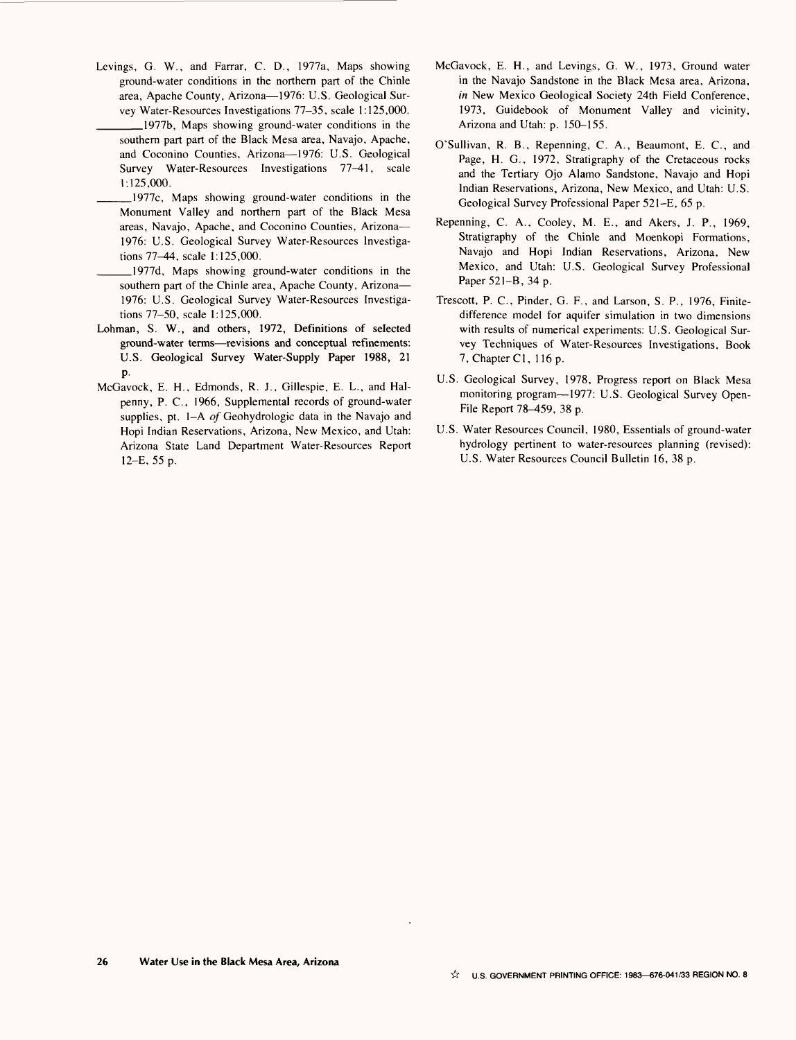Levings, G. W., and Farrar, C. D., 1977a, Maps showing ground-water conditions in the northern part of the Chinle area, Apache County, Arizona—1976: U.S. Geological Survey Water-Resources Investigations 77–35, scale 1:125,000.

———1977b, Maps showing ground-water conditions in the southern part part of the Black Mesa area, Navajo, Apache, and Coconino Counties, Arizona—1976: U.S. Geological Survey Water-Resources Investigations 77–41, scale 1:125,000.

———1977c, Maps showing ground-water conditions in the Monument Valley and northern part of the Black Mesa areas, Navajo, Apache, and Coconino Counties, Arizona—1976: U.S. Geological Survey Water-Resources Investigations 77–44, scale 1:125,000.

———1977d, Maps showing ground-water conditions in the southern part of the Chinle area, Apache County, Arizona—1976: U.S. Geological Survey Water-Resources Investigations 77–50, scale 1:125,000.

Lohman, S. W., and others, 1972, Definitions of selected ground-water terms—revisions and conceptual refinements: U.S. Geological Survey Water-Supply Paper 1988, 21 p.

McGavock, E. H., Edmonds, R. J., Gillespie, E. L., and Halpenny, P. C., 1966, Supplemental records of ground-water supplies, pt. 1–A *of* Geohydrologic data in the Navajo and Hopi Indian Reservations, Arizona, New Mexico, and Utah: Arizona State Land Department Water-Resources Report 12–E, 55 p.

McGavock, E. H., and Levings, G. W., 1973, Ground water in the Navajo Sandstone in the Black Mesa area, Arizona, *in* New Mexico Geological Society 24th Field Conference, 1973, Guidebook of Monument Valley and vicinity, Arizona and Utah: p. 150–155.

O'Sullivan, R. B., Repenning, C. A., Beaumont, E. C., and Page, H. G., 1972, Stratigraphy of the Cretaceous rocks and the Tertiary Ojo Alamo Sandstone, Navajo and Hopi Indian Reservations, Arizona, New Mexico, and Utah: U.S. Geological Survey Professional Paper 521–E, 65 p.

Repenning, C. A., Cooley, M. E., and Akers, J. P., 1969, Stratigraphy of the Chinle and Moenkopi Formations, Navajo and Hopi Indian Reservations, Arizona, New Mexico, and Utah: U.S. Geological Survey Professional Paper 521–B, 34 p.

Trescott, P. C., Pinder, G. F., and Larson, S. P., 1976, Finite-difference model for aquifer simulation in two dimensions with results of numerical experiments: U.S. Geological Survey Techniques of Water-Resources Investigations, Book 7, Chapter C1, 116 p.

U.S. Geological Survey, 1978, Progress report on Black Mesa monitoring program—1977: U.S. Geological Survey Open-File Report 78–459, 38 p.

U.S. Water Resources Council, 1980, Essentials of ground-water hydrology pertinent to water-resources planning (revised): U.S. Water Resources Council Bulletin 16, 38 p.

☆ U.S. GOVERNMENT PRINTING OFFICE: 1983—676-041/33 REGION NO. 8